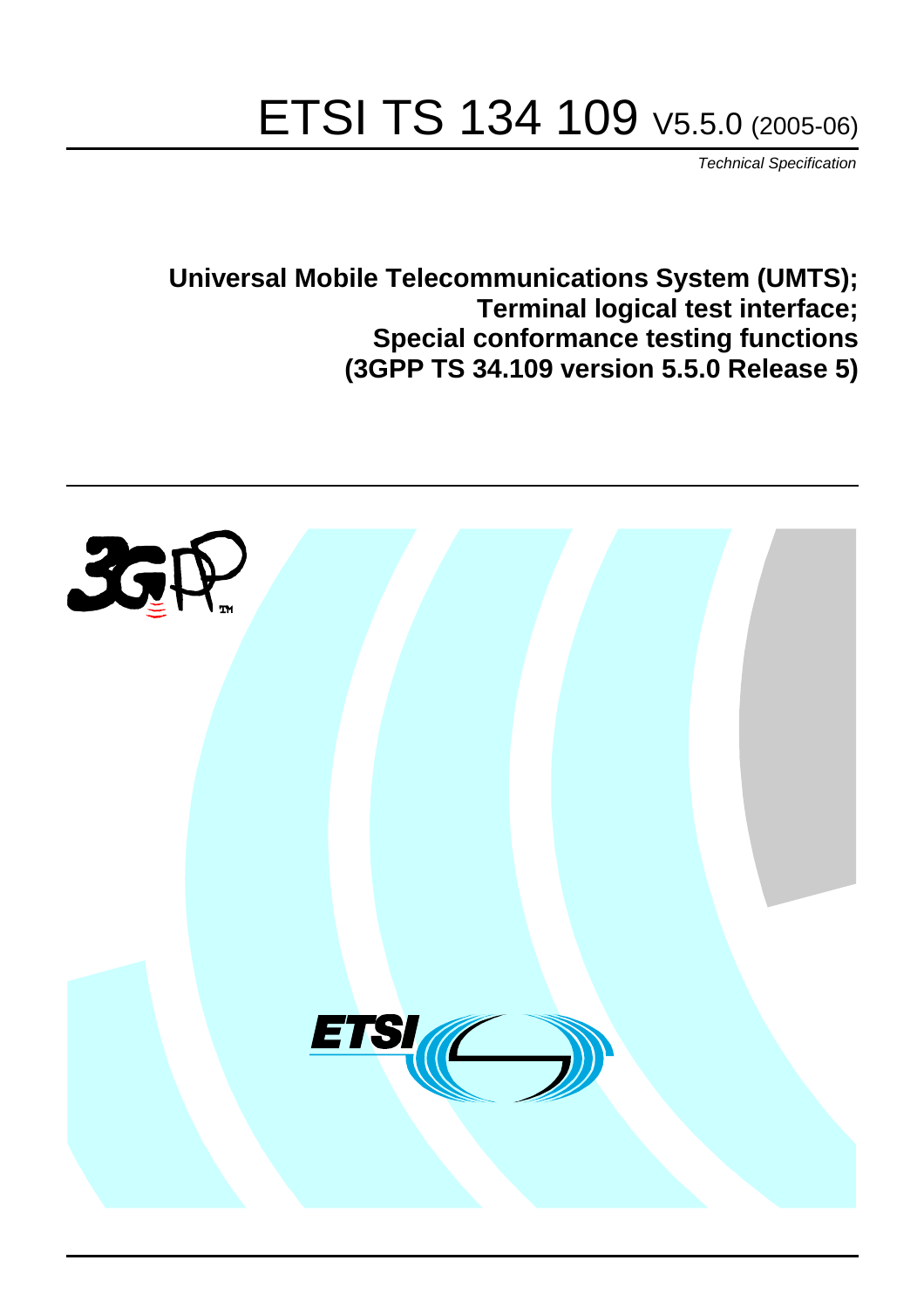# ETSI TS 134 109 V5.5.0 (2005-06)

*Technical Specification*

**Universal Mobile Telecommunications System (UMTS);**
**Terminal logical test interface;**
**Special conformance testing functions**
**(3GPP TS 34.109 version 5.5.0 Release 5)**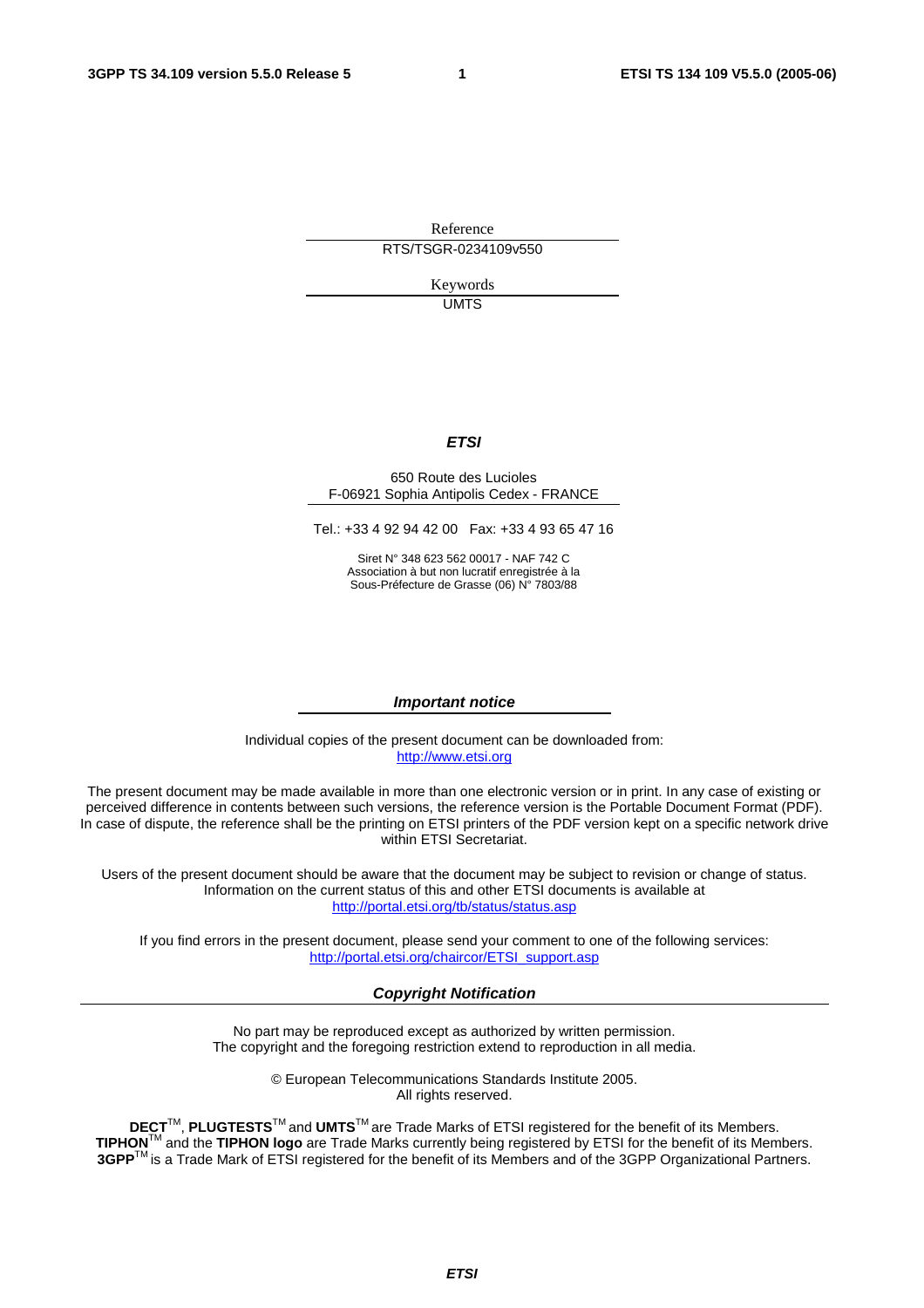Reference

RTS/TSGR-0234109v550

Keywords

UMTS

***ETSI***

650 Route des Lucioles
F-06921 Sophia Antipolis Cedex - FRANCE

Tel.: +33 4 92 94 42 00 Fax: +33 4 93 65 47 16

Siret N° 348 623 562 00017 - NAF 742 C
Association à but non lucratif enregistrée à la
Sous-Préfecture de Grasse (06) N° 7803/88

***Important notice***

Individual copies of the present document can be downloaded from:
http://www.etsi.org

The present document may be made available in more than one electronic version or in print. In any case of existing or perceived difference in contents between such versions, the reference version is the Portable Document Format (PDF). In case of dispute, the reference shall be the printing on ETSI printers of the PDF version kept on a specific network drive within ETSI Secretariat.

Users of the present document should be aware that the document may be subject to revision or change of status. Information on the current status of this and other ETSI documents is available at
http://portal.etsi.org/tb/status/status.asp

If you find errors in the present document, please send your comment to one of the following services:
http://portal.etsi.org/chaircor/ETSI_support.asp

***Copyright Notification***

No part may be reproduced except as authorized by written permission.
The copyright and the foregoing restriction extend to reproduction in all media.

© European Telecommunications Standards Institute 2005.
All rights reserved.

**DECT**TM, **PLUGTESTS**TM and **UMTS**TM are Trade Marks of ETSI registered for the benefit of its Members.
**TIPHON**TM and the **TIPHON logo** are Trade Marks currently being registered by ETSI for the benefit of its Members.
**3GPP**TM is a Trade Mark of ETSI registered for the benefit of its Members and of the 3GPP Organizational Partners.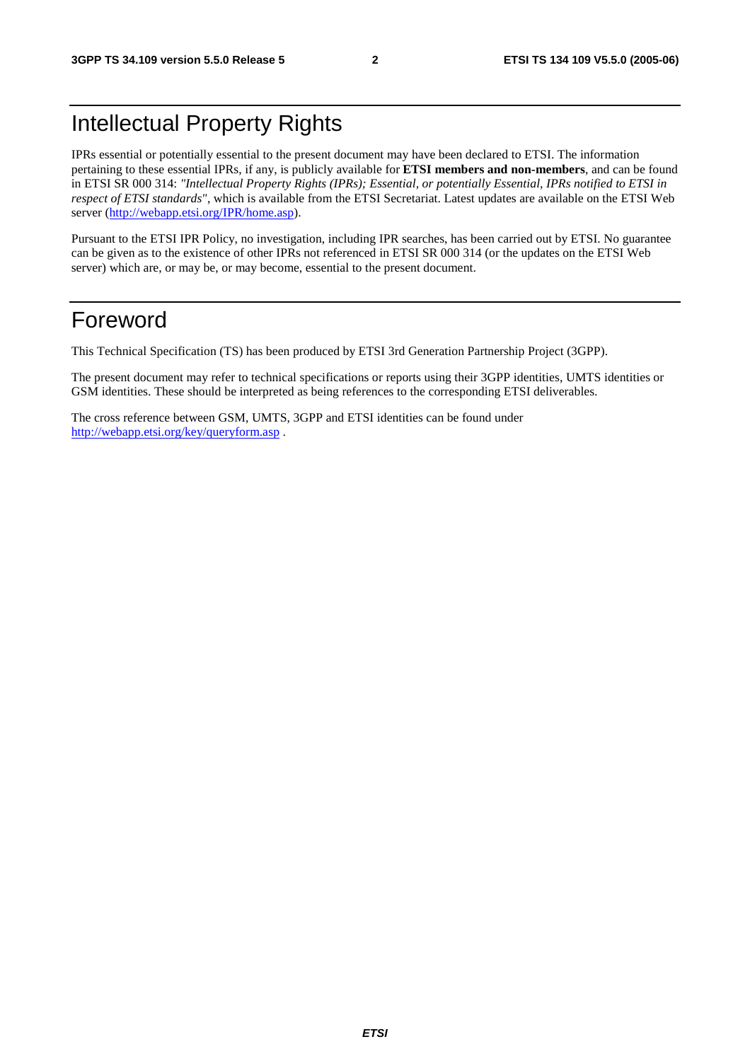# Intellectual Property Rights

IPRs essential or potentially essential to the present document may have been declared to ETSI. The information pertaining to these essential IPRs, if any, is publicly available for **ETSI members and non-members**, and can be found in ETSI SR 000 314: *"Intellectual Property Rights (IPRs); Essential, or potentially Essential, IPRs notified to ETSI in respect of ETSI standards"*, which is available from the ETSI Secretariat. Latest updates are available on the ETSI Web server (http://webapp.etsi.org/IPR/home.asp).

Pursuant to the ETSI IPR Policy, no investigation, including IPR searches, has been carried out by ETSI. No guarantee can be given as to the existence of other IPRs not referenced in ETSI SR 000 314 (or the updates on the ETSI Web server) which are, or may be, or may become, essential to the present document.

# Foreword

This Technical Specification (TS) has been produced by ETSI 3rd Generation Partnership Project (3GPP).

The present document may refer to technical specifications or reports using their 3GPP identities, UMTS identities or GSM identities. These should be interpreted as being references to the corresponding ETSI deliverables.

The cross reference between GSM, UMTS, 3GPP and ETSI identities can be found under http://webapp.etsi.org/key/queryform.asp .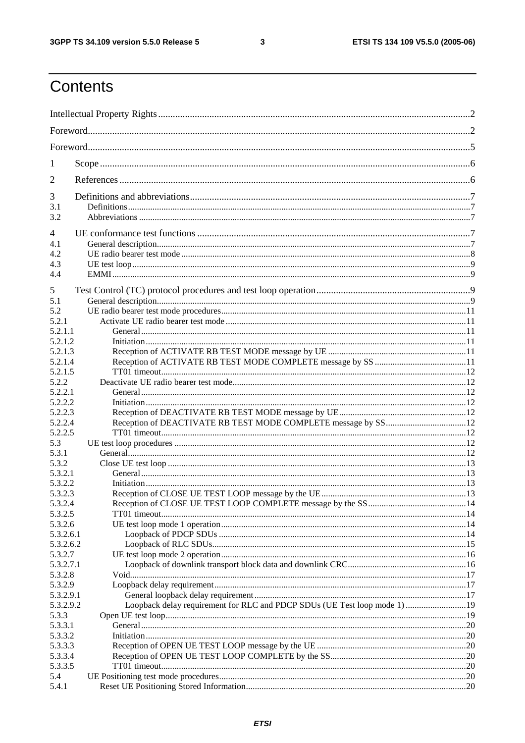# Contents

Intellectual Property Rights ....................................................................................................................2

Foreword.....................................................................................................................................................2

Foreword.....................................................................................................................................................5

1 Scope .......................................................................................................................................................6

2 References ...............................................................................................................................................6

3 Definitions and abbreviations...................................................................................................................7
3.1 Definitions.........................................................................................................................................7
3.2 Abbreviations ....................................................................................................................................7

4 UE conformance test functions ................................................................................................................7
4.1 General description............................................................................................................................7
4.2 UE radio bearer test mode .................................................................................................................8
4.3 UE test loop........................................................................................................................................9
4.4 EMMI.................................................................................................................................................9

5 Test Control (TC) protocol procedures and test loop operation..............................................................9
5.1 General description............................................................................................................................9
5.2 UE radio bearer test mode procedures.............................................................................................11
5.2.1 Activate UE radio bearer test mode ...........................................................................................11
5.2.1.1 General ..................................................................................................................................11
5.2.1.2 Initiation ...............................................................................................................................11
5.2.1.3 Reception of ACTIVATE RB TEST MODE message by UE .............................................11
5.2.1.4 Reception of ACTIVATE RB TEST MODE COMPLETE message by SS .........................11
5.2.1.5 TT01 timeout.........................................................................................................................12
5.2.2 Deactivate UE radio bearer test mode........................................................................................12
5.2.2.1 General ..................................................................................................................................12
5.2.2.2 Initiation ...............................................................................................................................12
5.2.2.3 Reception of DEACTIVATE RB TEST MODE message by UE.........................................12
5.2.2.4 Reception of DEACTIVATE RB TEST MODE COMPLETE message by SS....................12
5.2.2.5 TT01 timeout.........................................................................................................................12
5.3 UE test loop procedures ..................................................................................................................12
5.3.1 General.......................................................................................................................................12
5.3.2 Close UE test loop .....................................................................................................................13
5.3.2.1 General ..................................................................................................................................13
5.3.2.2 Initiation ...............................................................................................................................13
5.3.2.3 Reception of CLOSE UE TEST LOOP message by the UE.................................................13
5.3.2.4 Reception of CLOSE UE TEST LOOP COMPLETE message by the SS............................14
5.3.2.5 TT01 timeout.........................................................................................................................14
5.3.2.6 UE test loop mode 1 operation..............................................................................................14
5.3.2.6.1 Loopback of PDCP SDUs ..............................................................................................14
5.3.2.6.2 Loopback of RLC SDUs.................................................................................................15
5.3.2.7 UE test loop mode 2 operation..............................................................................................16
5.3.2.7.1 Loopback of downlink transport block data and downlink CRC.....................................16
5.3.2.8 Void.......................................................................................................................................17
5.3.2.9 Loopback delay requirement.................................................................................................17
5.3.2.9.1 General loopback delay requirement..............................................................................17
5.3.2.9.2 Loopback delay requirement for RLC and PDCP SDUs (UE Test loop mode 1) ...........19
5.3.3 Open UE test loop......................................................................................................................19
5.3.3.1 General ..................................................................................................................................20
5.3.3.2 Initiation ...............................................................................................................................20
5.3.3.3 Reception of OPEN UE TEST LOOP message by the UE ..................................................20
5.3.3.4 Reception of OPEN UE TEST LOOP COMPLETE by the SS.............................................20
5.3.3.5 TT01 timeout.........................................................................................................................20
5.4 UE Positioning test mode procedures..............................................................................................20
5.4.1 Reset UE Positioning Stored Information..................................................................................20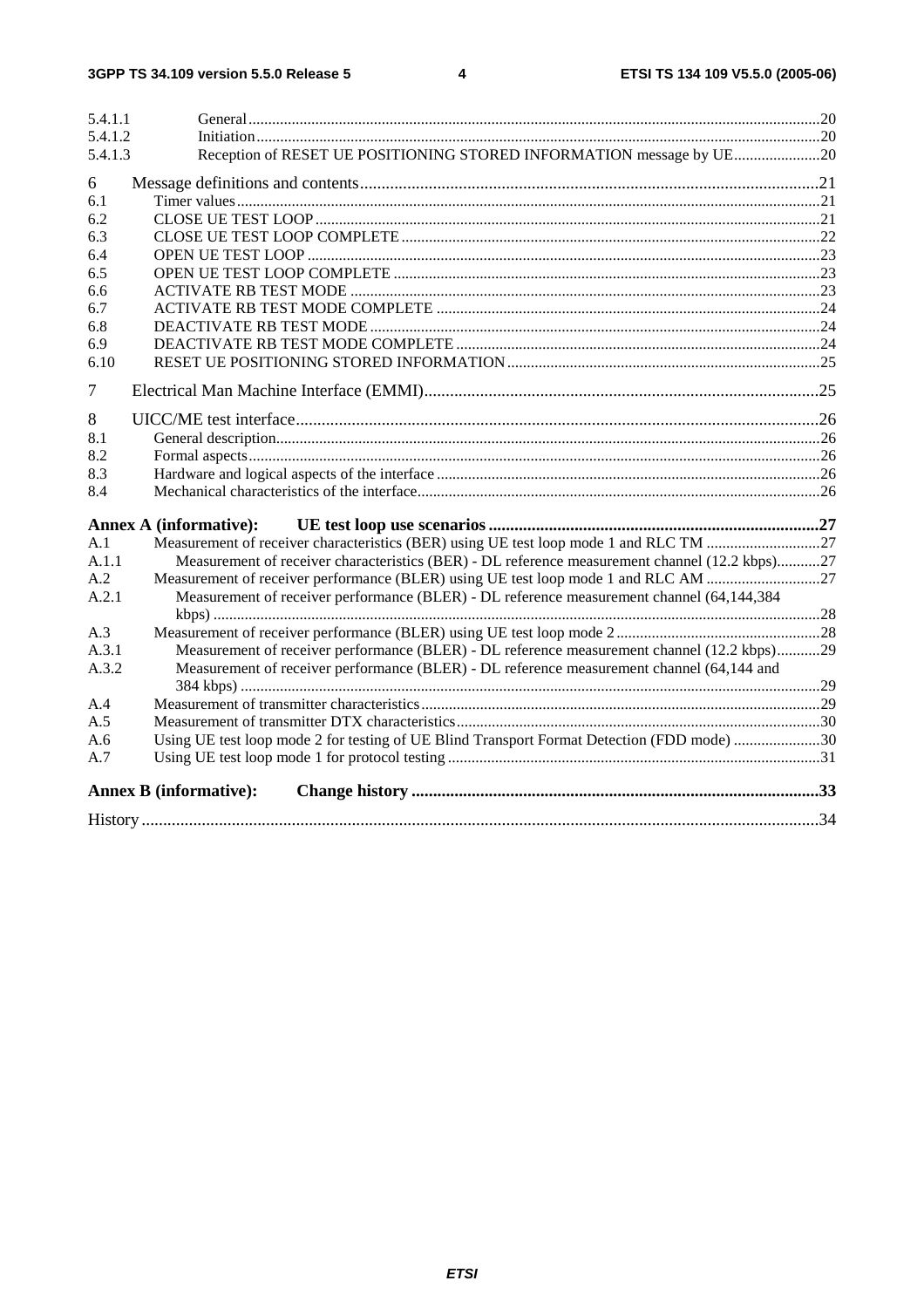5.4.1.1 General ..... 20
5.4.1.2 Initiation ..... 20
5.4.1.3 Reception of RESET UE POSITIONING STORED INFORMATION message by UE ..... 20

6 Message definitions and contents ..... 21
6.1 Timer values ..... 21
6.2 CLOSE UE TEST LOOP ..... 21
6.3 CLOSE UE TEST LOOP COMPLETE ..... 22
6.4 OPEN UE TEST LOOP ..... 23
6.5 OPEN UE TEST LOOP COMPLETE ..... 23
6.6 ACTIVATE RB TEST MODE ..... 23
6.7 ACTIVATE RB TEST MODE COMPLETE ..... 24
6.8 DEACTIVATE RB TEST MODE ..... 24
6.9 DEACTIVATE RB TEST MODE COMPLETE ..... 24
6.10 RESET UE POSITIONING STORED INFORMATION ..... 25

7 Electrical Man Machine Interface (EMMI) ..... 25

8 UICC/ME test interface ..... 26
8.1 General description ..... 26
8.2 Formal aspects ..... 26
8.3 Hardware and logical aspects of the interface ..... 26
8.4 Mechanical characteristics of the interface ..... 26

**Annex A (informative): UE test loop use scenarios ..... 27**
A.1 Measurement of receiver characteristics (BER) using UE test loop mode 1 and RLC TM ..... 27
A.1.1 Measurement of receiver characteristics (BER) - DL reference measurement channel (12.2 kbps) ..... 27
A.2 Measurement of receiver performance (BLER) using UE test loop mode 1 and RLC AM ..... 27
A.2.1 Measurement of receiver performance (BLER) - DL reference measurement channel (64,144,384 kbps) ..... 28
A.3 Measurement of receiver performance (BLER) using UE test loop mode 2 ..... 28
A.3.1 Measurement of receiver performance (BLER) - DL reference measurement channel (12.2 kbps) ..... 29
A.3.2 Measurement of receiver performance (BLER) - DL reference measurement channel (64,144 and 384 kbps) ..... 29
A.4 Measurement of transmitter characteristics ..... 29
A.5 Measurement of transmitter DTX characteristics ..... 30
A.6 Using UE test loop mode 2 for testing of UE Blind Transport Format Detection (FDD mode) ..... 30
A.7 Using UE test loop mode 1 for protocol testing ..... 31

**Annex B (informative): Change history ..... 33**

History ..... 34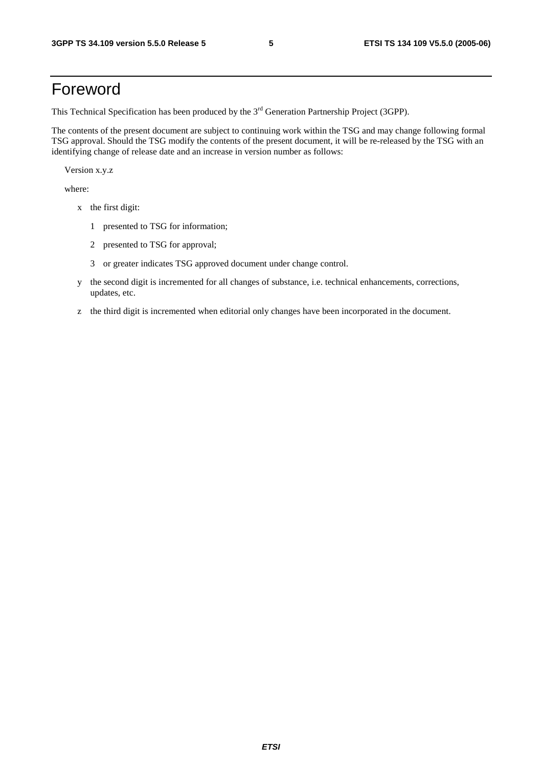# Foreword

This Technical Specification has been produced by the 3rd Generation Partnership Project (3GPP).

The contents of the present document are subject to continuing work within the TSG and may change following formal TSG approval. Should the TSG modify the contents of the present document, it will be re-released by the TSG with an identifying change of release date and an increase in version number as follows:

Version x.y.z

where:

- x the first digit:
  - 1 presented to TSG for information;
  - 2 presented to TSG for approval;
  - 3 or greater indicates TSG approved document under change control.
- y the second digit is incremented for all changes of substance, i.e. technical enhancements, corrections, updates, etc.
- z the third digit is incremented when editorial only changes have been incorporated in the document.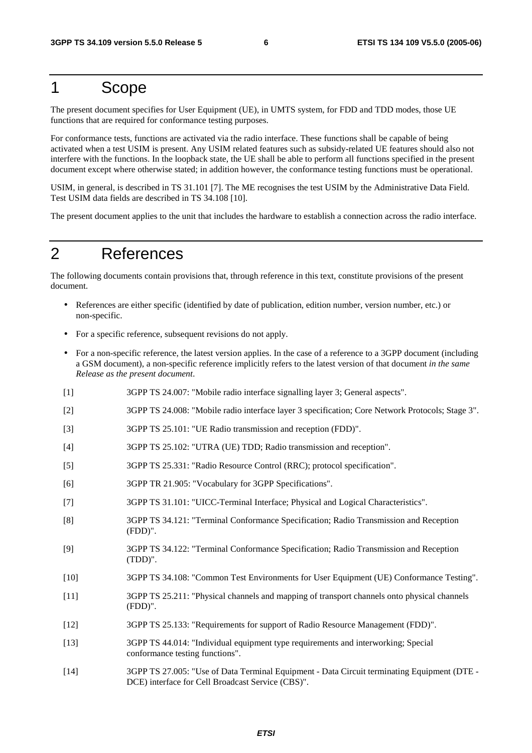# 1 Scope

The present document specifies for User Equipment (UE), in UMTS system, for FDD and TDD modes, those UE functions that are required for conformance testing purposes.

For conformance tests, functions are activated via the radio interface. These functions shall be capable of being activated when a test USIM is present. Any USIM related features such as subsidy-related UE features should also not interfere with the functions. In the loopback state, the UE shall be able to perform all functions specified in the present document except where otherwise stated; in addition however, the conformance testing functions must be operational.

USIM, in general, is described in TS 31.101 [7]. The ME recognises the test USIM by the Administrative Data Field. Test USIM data fields are described in TS 34.108 [10].

The present document applies to the unit that includes the hardware to establish a connection across the radio interface.

# 2 References

The following documents contain provisions that, through reference in this text, constitute provisions of the present document.

- References are either specific (identified by date of publication, edition number, version number, etc.) or non-specific.
- For a specific reference, subsequent revisions do not apply.
- For a non-specific reference, the latest version applies. In the case of a reference to a 3GPP document (including a GSM document), a non-specific reference implicitly refers to the latest version of that document *in the same Release as the present document*.

[1] 3GPP TS 24.007: "Mobile radio interface signalling layer 3; General aspects".

[2] 3GPP TS 24.008: "Mobile radio interface layer 3 specification; Core Network Protocols; Stage 3".

[3] 3GPP TS 25.101: "UE Radio transmission and reception (FDD)".

[4] 3GPP TS 25.102: "UTRA (UE) TDD; Radio transmission and reception".

[5] 3GPP TS 25.331: "Radio Resource Control (RRC); protocol specification".

[6] 3GPP TR 21.905: "Vocabulary for 3GPP Specifications".

[7] 3GPP TS 31.101: "UICC-Terminal Interface; Physical and Logical Characteristics".

[8] 3GPP TS 34.121: "Terminal Conformance Specification; Radio Transmission and Reception (FDD)".

[9] 3GPP TS 34.122: "Terminal Conformance Specification; Radio Transmission and Reception (TDD)".

[10] 3GPP TS 34.108: "Common Test Environments for User Equipment (UE) Conformance Testing".

[11] 3GPP TS 25.211: "Physical channels and mapping of transport channels onto physical channels (FDD)".

[12] 3GPP TS 25.133: "Requirements for support of Radio Resource Management (FDD)".

[13] 3GPP TS 44.014: "Individual equipment type requirements and interworking; Special conformance testing functions".

[14] 3GPP TS 27.005: "Use of Data Terminal Equipment - Data Circuit terminating Equipment (DTE - DCE) interface for Cell Broadcast Service (CBS)".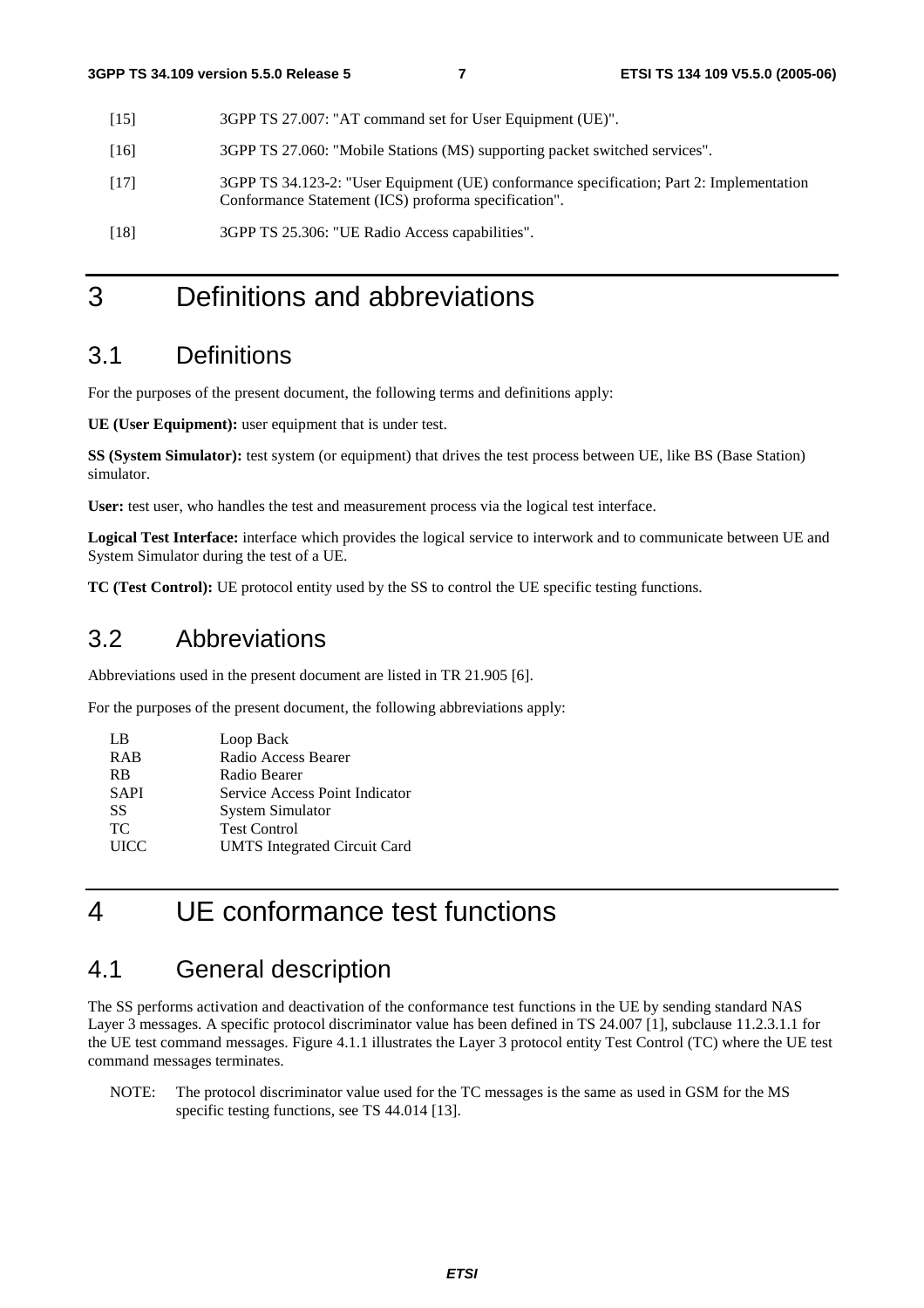[15] 3GPP TS 27.007: "AT command set for User Equipment (UE)".

[16] 3GPP TS 27.060: "Mobile Stations (MS) supporting packet switched services".

[17] 3GPP TS 34.123-2: "User Equipment (UE) conformance specification; Part 2: Implementation Conformance Statement (ICS) proforma specification".

[18] 3GPP TS 25.306: "UE Radio Access capabilities".

# 3 Definitions and abbreviations

## 3.1 Definitions

For the purposes of the present document, the following terms and definitions apply:

**UE (User Equipment):** user equipment that is under test.

**SS (System Simulator):** test system (or equipment) that drives the test process between UE, like BS (Base Station) simulator.

**User:** test user, who handles the test and measurement process via the logical test interface.

**Logical Test Interface:** interface which provides the logical service to interwork and to communicate between UE and System Simulator during the test of a UE.

**TC (Test Control):** UE protocol entity used by the SS to control the UE specific testing functions.

## 3.2 Abbreviations

Abbreviations used in the present document are listed in TR 21.905 [6].

For the purposes of the present document, the following abbreviations apply:

| | |
|---|---|
| LB | Loop Back |
| RAB | Radio Access Bearer |
| RB | Radio Bearer |
| SAPI | Service Access Point Indicator |
| SS | System Simulator |
| TC | Test Control |
| UICC | UMTS Integrated Circuit Card |

# 4 UE conformance test functions

## 4.1 General description

The SS performs activation and deactivation of the conformance test functions in the UE by sending standard NAS Layer 3 messages. A specific protocol discriminator value has been defined in TS 24.007 [1], subclause 11.2.3.1.1 for the UE test command messages. Figure 4.1.1 illustrates the Layer 3 protocol entity Test Control (TC) where the UE test command messages terminates.

NOTE: The protocol discriminator value used for the TC messages is the same as used in GSM for the MS specific testing functions, see TS 44.014 [13].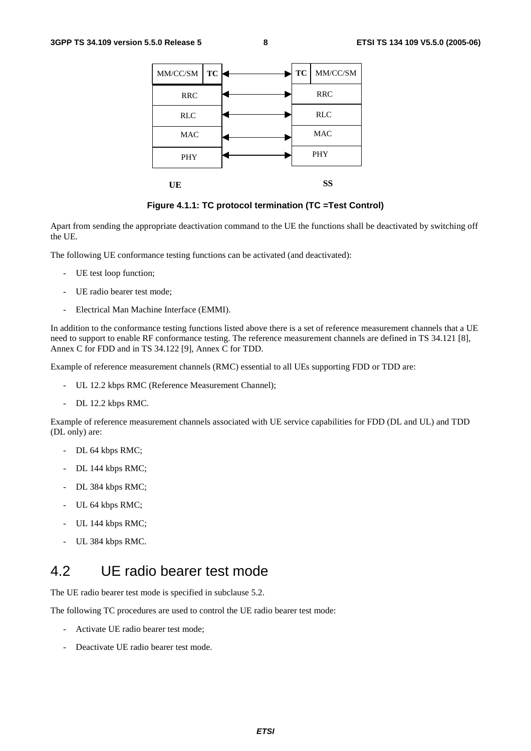Figure 4.1.1: TC protocol termination (TC =Test Control)

Apart from sending the appropriate deactivation command to the UE the functions shall be deactivated by switching off the UE.

The following UE conformance testing functions can be activated (and deactivated):

- UE test loop function;
- UE radio bearer test mode;
- Electrical Man Machine Interface (EMMI).

In addition to the conformance testing functions listed above there is a set of reference measurement channels that a UE need to support to enable RF conformance testing. The reference measurement channels are defined in TS 34.121 [8], Annex C for FDD and in TS 34.122 [9], Annex C for TDD.

Example of reference measurement channels (RMC) essential to all UEs supporting FDD or TDD are:

- UL 12.2 kbps RMC (Reference Measurement Channel);
- DL 12.2 kbps RMC.

Example of reference measurement channels associated with UE service capabilities for FDD (DL and UL) and TDD (DL only) are:

- DL 64 kbps RMC;
- DL 144 kbps RMC;
- DL 384 kbps RMC;
- UL 64 kbps RMC;
- UL 144 kbps RMC;
- UL 384 kbps RMC.

## 4.2 UE radio bearer test mode

The UE radio bearer test mode is specified in subclause 5.2.

The following TC procedures are used to control the UE radio bearer test mode:

- Activate UE radio bearer test mode;
- Deactivate UE radio bearer test mode.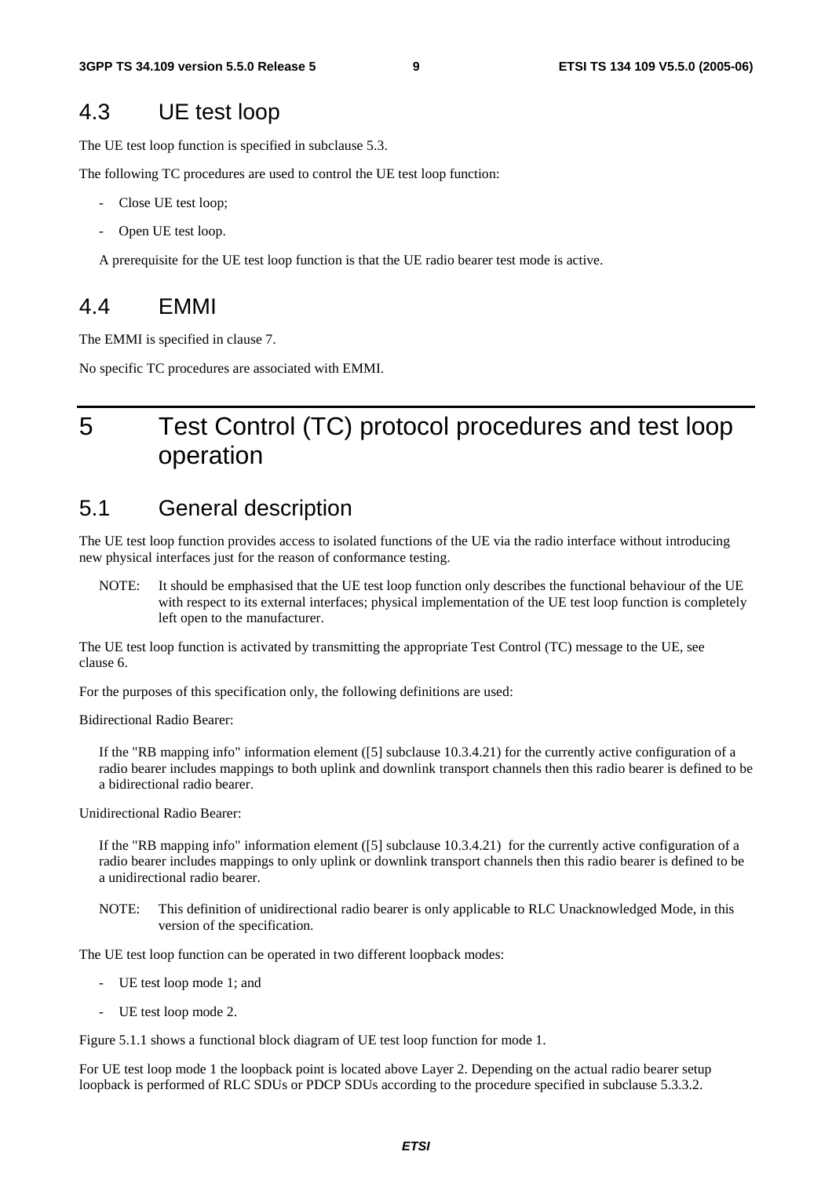## 4.3 UE test loop

The UE test loop function is specified in subclause 5.3.

The following TC procedures are used to control the UE test loop function:

- Close UE test loop;
- Open UE test loop.

A prerequisite for the UE test loop function is that the UE radio bearer test mode is active.

## 4.4 EMMI

The EMMI is specified in clause 7.

No specific TC procedures are associated with EMMI.

# 5 Test Control (TC) protocol procedures and test loop operation

## 5.1 General description

The UE test loop function provides access to isolated functions of the UE via the radio interface without introducing new physical interfaces just for the reason of conformance testing.

NOTE: It should be emphasised that the UE test loop function only describes the functional behaviour of the UE with respect to its external interfaces; physical implementation of the UE test loop function is completely left open to the manufacturer.

The UE test loop function is activated by transmitting the appropriate Test Control (TC) message to the UE, see clause 6.

For the purposes of this specification only, the following definitions are used:

Bidirectional Radio Bearer:

If the "RB mapping info" information element ([5] subclause 10.3.4.21) for the currently active configuration of a radio bearer includes mappings to both uplink and downlink transport channels then this radio bearer is defined to be a bidirectional radio bearer.

Unidirectional Radio Bearer:

If the "RB mapping info" information element ([5] subclause 10.3.4.21) for the currently active configuration of a radio bearer includes mappings to only uplink or downlink transport channels then this radio bearer is defined to be a unidirectional radio bearer.

NOTE: This definition of unidirectional radio bearer is only applicable to RLC Unacknowledged Mode, in this version of the specification.

The UE test loop function can be operated in two different loopback modes:

- UE test loop mode 1; and
- UE test loop mode 2.

Figure 5.1.1 shows a functional block diagram of UE test loop function for mode 1.

For UE test loop mode 1 the loopback point is located above Layer 2. Depending on the actual radio bearer setup loopback is performed of RLC SDUs or PDCP SDUs according to the procedure specified in subclause 5.3.3.2.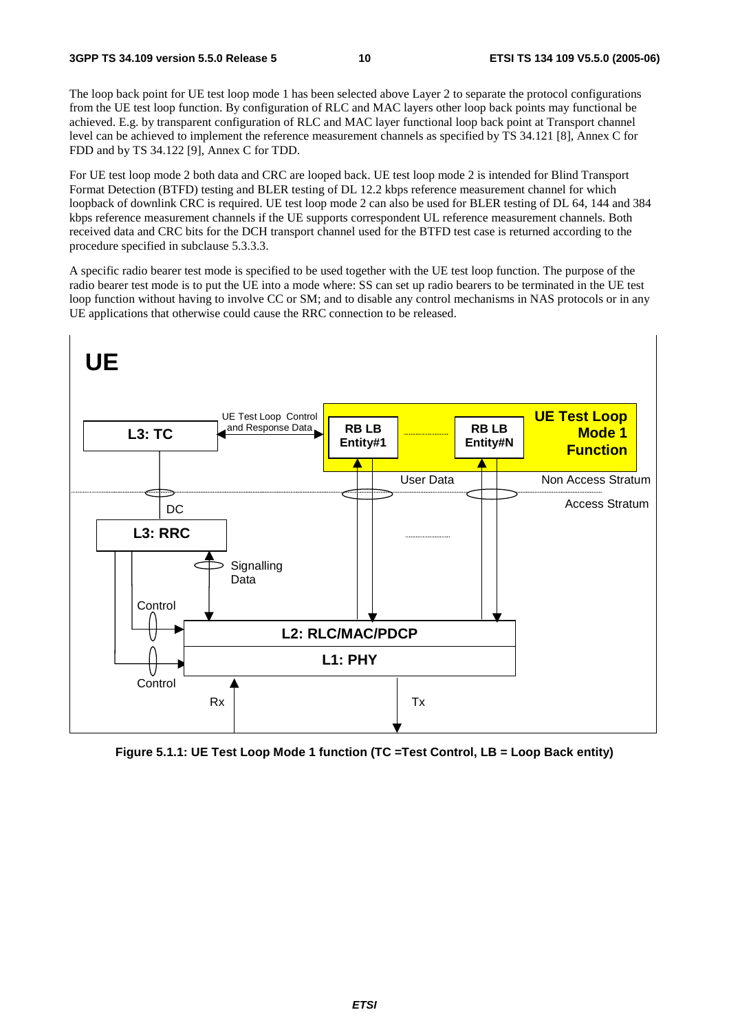The loop back point for UE test loop mode 1 has been selected above Layer 2 to separate the protocol configurations from the UE test loop function. By configuration of RLC and MAC layers other loop back points may functional be achieved. E.g. by transparent configuration of RLC and MAC layer functional loop back point at Transport channel level can be achieved to implement the reference measurement channels as specified by TS 34.121 [8], Annex C for FDD and by TS 34.122 [9], Annex C for TDD.

For UE test loop mode 2 both data and CRC are looped back. UE test loop mode 2 is intended for Blind Transport Format Detection (BTFD) testing and BLER testing of DL 12.2 kbps reference measurement channel for which loopback of downlink CRC is required. UE test loop mode 2 can also be used for BLER testing of DL 64, 144 and 384 kbps reference measurement channels if the UE supports correspondent UL reference measurement channels. Both received data and CRC bits for the DCH transport channel used for the BTFD test case is returned according to the procedure specified in subclause 5.3.3.3.

A specific radio bearer test mode is specified to be used together with the UE test loop function. The purpose of the radio bearer test mode is to put the UE into a mode where: SS can set up radio bearers to be terminated in the UE test loop function without having to involve CC or SM; and to disable any control mechanisms in NAS protocols or in any UE applications that otherwise could cause the RRC connection to be released.

**Figure 5.1.1: UE Test Loop Mode 1 function (TC =Test Control, LB = Loop Back entity)**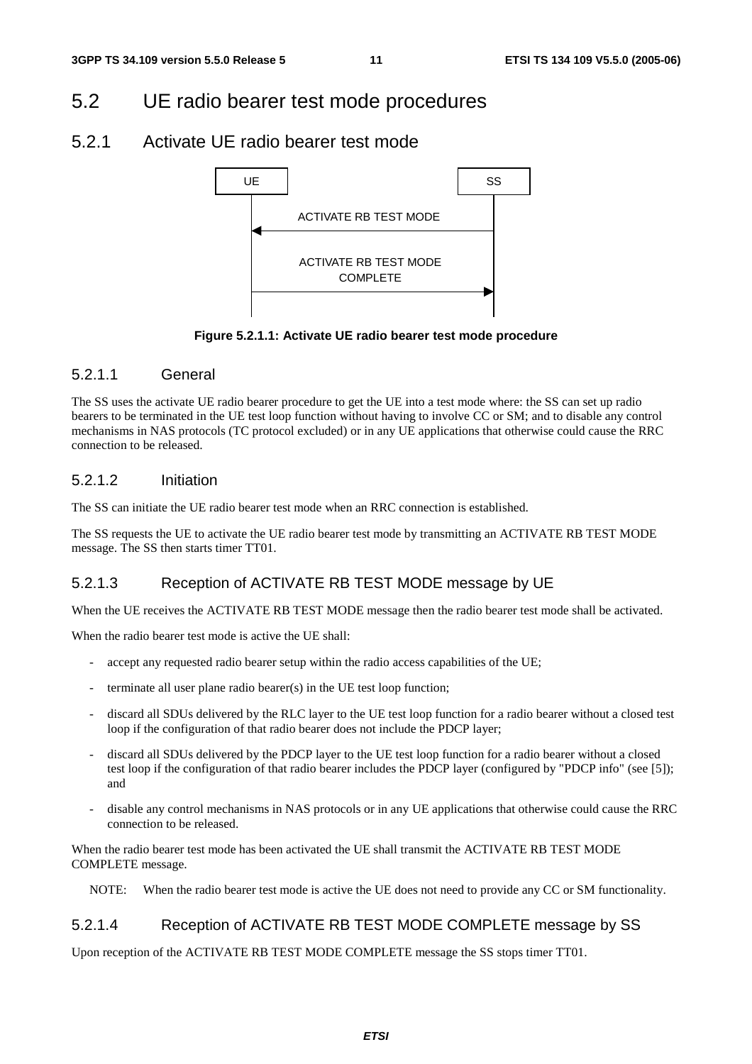## 5.2 UE radio bearer test mode procedures

### 5.2.1 Activate UE radio bearer test mode

UE | SS

ACTIVATE RB TEST MODE (SS → UE)

ACTIVATE RB TEST MODE COMPLETE (UE → SS)

**Figure 5.2.1.1: Activate UE radio bearer test mode procedure**

#### 5.2.1.1 General

The SS uses the activate UE radio bearer procedure to get the UE into a test mode where: the SS can set up radio bearers to be terminated in the UE test loop function without having to involve CC or SM; and to disable any control mechanisms in NAS protocols (TC protocol excluded) or in any UE applications that otherwise could cause the RRC connection to be released.

#### 5.2.1.2 Initiation

The SS can initiate the UE radio bearer test mode when an RRC connection is established.

The SS requests the UE to activate the UE radio bearer test mode by transmitting an ACTIVATE RB TEST MODE message. The SS then starts timer TT01.

#### 5.2.1.3 Reception of ACTIVATE RB TEST MODE message by UE

When the UE receives the ACTIVATE RB TEST MODE message then the radio bearer test mode shall be activated.

When the radio bearer test mode is active the UE shall:

- accept any requested radio bearer setup within the radio access capabilities of the UE;
- terminate all user plane radio bearer(s) in the UE test loop function;
- discard all SDUs delivered by the RLC layer to the UE test loop function for a radio bearer without a closed test loop if the configuration of that radio bearer does not include the PDCP layer;
- discard all SDUs delivered by the PDCP layer to the UE test loop function for a radio bearer without a closed test loop if the configuration of that radio bearer includes the PDCP layer (configured by "PDCP info" (see [5]); and
- disable any control mechanisms in NAS protocols or in any UE applications that otherwise could cause the RRC connection to be released.

When the radio bearer test mode has been activated the UE shall transmit the ACTIVATE RB TEST MODE COMPLETE message.

NOTE: When the radio bearer test mode is active the UE does not need to provide any CC or SM functionality.

#### 5.2.1.4 Reception of ACTIVATE RB TEST MODE COMPLETE message by SS

Upon reception of the ACTIVATE RB TEST MODE COMPLETE message the SS stops timer TT01.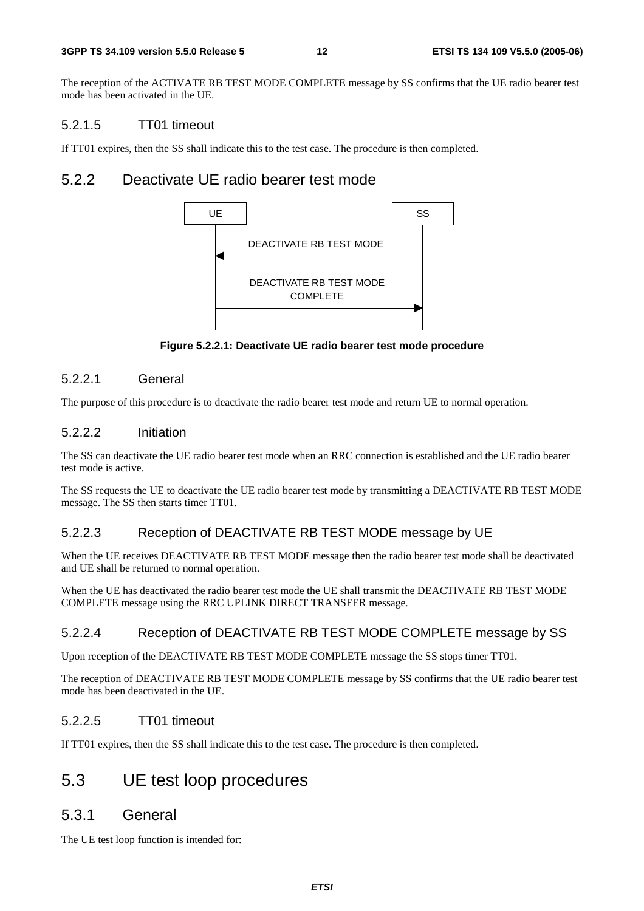The reception of the ACTIVATE RB TEST MODE COMPLETE message by SS confirms that the UE radio bearer test mode has been activated in the UE.

#### 5.2.1.5 TT01 timeout

If TT01 expires, then the SS shall indicate this to the test case. The procedure is then completed.

### 5.2.2 Deactivate UE radio bearer test mode

```
UE                                        SS
 |       DEACTIVATE RB TEST MODE           |
 |<----------------------------------------|
 |                                         |
 |       DEACTIVATE RB TEST MODE           |
 |              COMPLETE                   |
 |---------------------------------------->|
 |                                         |
```

**Figure 5.2.2.1: Deactivate UE radio bearer test mode procedure**

#### 5.2.2.1 General

The purpose of this procedure is to deactivate the radio bearer test mode and return UE to normal operation.

#### 5.2.2.2 Initiation

The SS can deactivate the UE radio bearer test mode when an RRC connection is established and the UE radio bearer test mode is active.

The SS requests the UE to deactivate the UE radio bearer test mode by transmitting a DEACTIVATE RB TEST MODE message. The SS then starts timer TT01.

#### 5.2.2.3 Reception of DEACTIVATE RB TEST MODE message by UE

When the UE receives DEACTIVATE RB TEST MODE message then the radio bearer test mode shall be deactivated and UE shall be returned to normal operation.

When the UE has deactivated the radio bearer test mode the UE shall transmit the DEACTIVATE RB TEST MODE COMPLETE message using the RRC UPLINK DIRECT TRANSFER message.

#### 5.2.2.4 Reception of DEACTIVATE RB TEST MODE COMPLETE message by SS

Upon reception of the DEACTIVATE RB TEST MODE COMPLETE message the SS stops timer TT01.

The reception of DEACTIVATE RB TEST MODE COMPLETE message by SS confirms that the UE radio bearer test mode has been deactivated in the UE.

#### 5.2.2.5 TT01 timeout

If TT01 expires, then the SS shall indicate this to the test case. The procedure is then completed.

## 5.3 UE test loop procedures

### 5.3.1 General

The UE test loop function is intended for: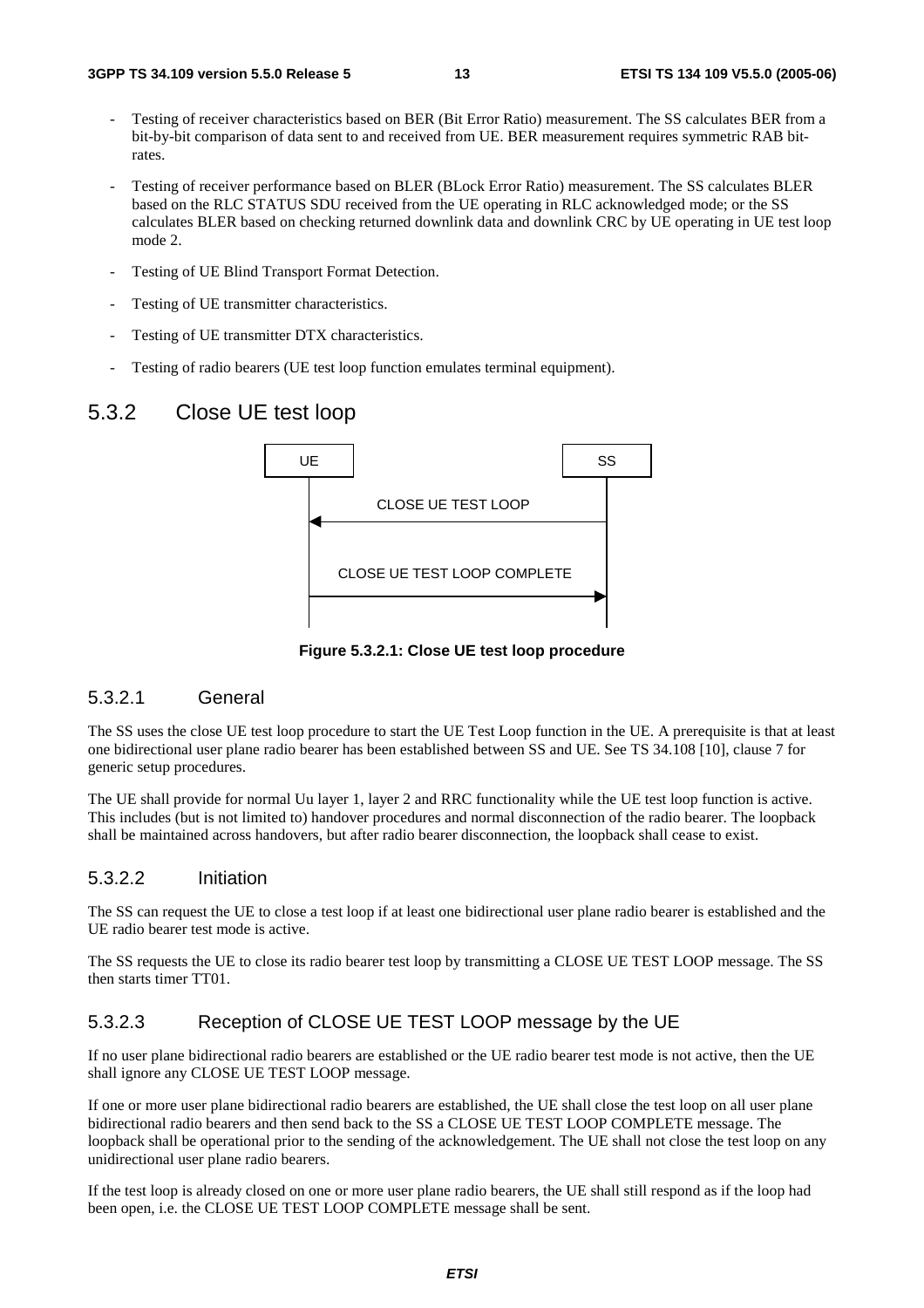- Testing of receiver characteristics based on BER (Bit Error Ratio) measurement. The SS calculates BER from a bit-by-bit comparison of data sent to and received from UE. BER measurement requires symmetric RAB bit-rates.
- Testing of receiver performance based on BLER (BLock Error Ratio) measurement. The SS calculates BLER based on the RLC STATUS SDU received from the UE operating in RLC acknowledged mode; or the SS calculates BLER based on checking returned downlink data and downlink CRC by UE operating in UE test loop mode 2.
- Testing of UE Blind Transport Format Detection.
- Testing of UE transmitter characteristics.
- Testing of UE transmitter DTX characteristics.
- Testing of radio bearers (UE test loop function emulates terminal equipment).

## 5.3.2 Close UE test loop

| UE | | SS |
|---|---|---|
| | ← CLOSE UE TEST LOOP | |
| | CLOSE UE TEST LOOP COMPLETE → | |

**Figure 5.3.2.1: Close UE test loop procedure**

### 5.3.2.1 General

The SS uses the close UE test loop procedure to start the UE Test Loop function in the UE. A prerequisite is that at least one bidirectional user plane radio bearer has been established between SS and UE. See TS 34.108 [10], clause 7 for generic setup procedures.

The UE shall provide for normal Uu layer 1, layer 2 and RRC functionality while the UE test loop function is active. This includes (but is not limited to) handover procedures and normal disconnection of the radio bearer. The loopback shall be maintained across handovers, but after radio bearer disconnection, the loopback shall cease to exist.

### 5.3.2.2 Initiation

The SS can request the UE to close a test loop if at least one bidirectional user plane radio bearer is established and the UE radio bearer test mode is active.

The SS requests the UE to close its radio bearer test loop by transmitting a CLOSE UE TEST LOOP message. The SS then starts timer TT01.

### 5.3.2.3 Reception of CLOSE UE TEST LOOP message by the UE

If no user plane bidirectional radio bearers are established or the UE radio bearer test mode is not active, then the UE shall ignore any CLOSE UE TEST LOOP message.

If one or more user plane bidirectional radio bearers are established, the UE shall close the test loop on all user plane bidirectional radio bearers and then send back to the SS a CLOSE UE TEST LOOP COMPLETE message. The loopback shall be operational prior to the sending of the acknowledgement. The UE shall not close the test loop on any unidirectional user plane radio bearers.

If the test loop is already closed on one or more user plane radio bearers, the UE shall still respond as if the loop had been open, i.e. the CLOSE UE TEST LOOP COMPLETE message shall be sent.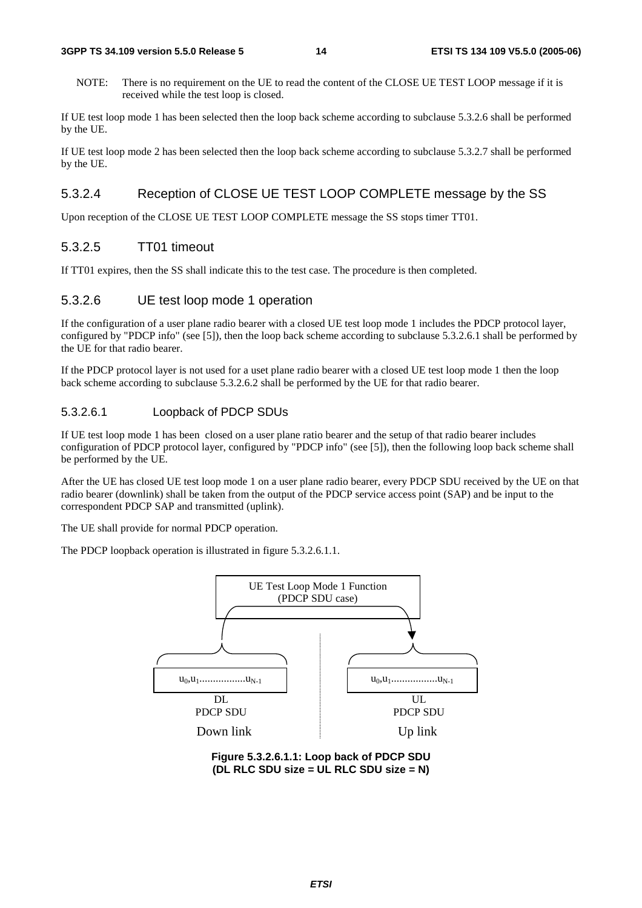NOTE: There is no requirement on the UE to read the content of the CLOSE UE TEST LOOP message if it is received while the test loop is closed.

If UE test loop mode 1 has been selected then the loop back scheme according to subclause 5.3.2.6 shall be performed by the UE.

If UE test loop mode 2 has been selected then the loop back scheme according to subclause 5.3.2.7 shall be performed by the UE.

### 5.3.2.4 Reception of CLOSE UE TEST LOOP COMPLETE message by the SS

Upon reception of the CLOSE UE TEST LOOP COMPLETE message the SS stops timer TT01.

### 5.3.2.5 TT01 timeout

If TT01 expires, then the SS shall indicate this to the test case. The procedure is then completed.

### 5.3.2.6 UE test loop mode 1 operation

If the configuration of a user plane radio bearer with a closed UE test loop mode 1 includes the PDCP protocol layer, configured by "PDCP info" (see [5]), then the loop back scheme according to subclause 5.3.2.6.1 shall be performed by the UE for that radio bearer.

If the PDCP protocol layer is not used for a uset plane radio bearer with a closed UE test loop mode 1 then the loop back scheme according to subclause 5.3.2.6.2 shall be performed by the UE for that radio bearer.

#### 5.3.2.6.1 Loopback of PDCP SDUs

If UE test loop mode 1 has been closed on a user plane ratio bearer and the setup of that radio bearer includes configuration of PDCP protocol layer, configured by "PDCP info" (see [5]), then the following loop back scheme shall be performed by the UE.

After the UE has closed UE test loop mode 1 on a user plane radio bearer, every PDCP SDU received by the UE on that radio bearer (downlink) shall be taken from the output of the PDCP service access point (SAP) and be input to the correspondent PDCP SAP and transmitted (uplink).

The UE shall provide for normal PDCP operation.

The PDCP loopback operation is illustrated in figure 5.3.2.6.1.1.

UE Test Loop Mode 1 Function (PDCP SDU case)

$u_0,u_1................u_{N-1}$ DL PDCP SDU — Down link

$u_0,u_1................u_{N-1}$ UL PDCP SDU — Up link

**Figure 5.3.2.6.1.1: Loop back of PDCP SDU (DL RLC SDU size = UL RLC SDU size = N)**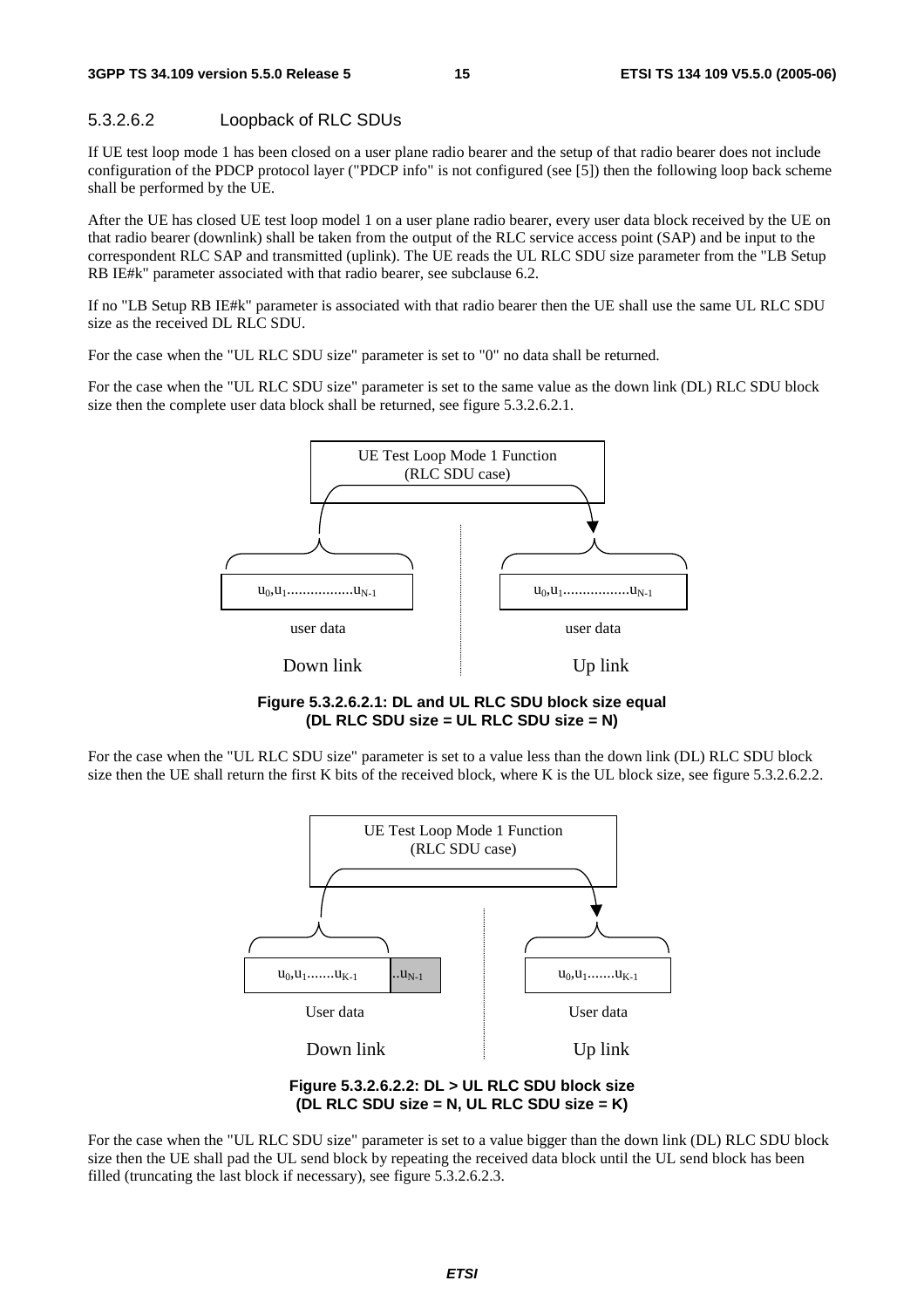#### 5.3.2.6.2 Loopback of RLC SDUs

If UE test loop mode 1 has been closed on a user plane radio bearer and the setup of that radio bearer does not include configuration of the PDCP protocol layer ("PDCP info" is not configured (see [5]) then the following loop back scheme shall be performed by the UE.

After the UE has closed UE test loop model 1 on a user plane radio bearer, every user data block received by the UE on that radio bearer (downlink) shall be taken from the output of the RLC service access point (SAP) and be input to the correspondent RLC SAP and transmitted (uplink). The UE reads the UL RLC SDU size parameter from the "LB Setup RB IE#k" parameter associated with that radio bearer, see subclause 6.2.

If no "LB Setup RB IE#k" parameter is associated with that radio bearer then the UE shall use the same UL RLC SDU size as the received DL RLC SDU.

For the case when the "UL RLC SDU size" parameter is set to "0" no data shall be returned.

For the case when the "UL RLC SDU size" parameter is set to the same value as the down link (DL) RLC SDU block size then the complete user data block shall be returned, see figure 5.3.2.6.2.1.

UE Test Loop Mode 1 Function (RLC SDU case)

$u_0, u_1 \ldots\ldots u_{N-1}$ — user data — Down link

$u_0, u_1 \ldots\ldots u_{N-1}$ — user data — Up link

**Figure 5.3.2.6.2.1: DL and UL RLC SDU block size equal (DL RLC SDU size = UL RLC SDU size = N)**

For the case when the "UL RLC SDU size" parameter is set to a value less than the down link (DL) RLC SDU block size then the UE shall return the first K bits of the received block, where K is the UL block size, see figure 5.3.2.6.2.2.

UE Test Loop Mode 1 Function (RLC SDU case)

$u_0, u_1 \ldots\ldots u_{K-1}$ $\ldots u_{N-1}$ — User data — Down link

$u_0, u_1 \ldots\ldots u_{K-1}$ — User data — Up link

**Figure 5.3.2.6.2.2: DL > UL RLC SDU block size (DL RLC SDU size = N, UL RLC SDU size = K)**

For the case when the "UL RLC SDU size" parameter is set to a value bigger than the down link (DL) RLC SDU block size then the UE shall pad the UL send block by repeating the received data block until the UL send block has been filled (truncating the last block if necessary), see figure 5.3.2.6.2.3.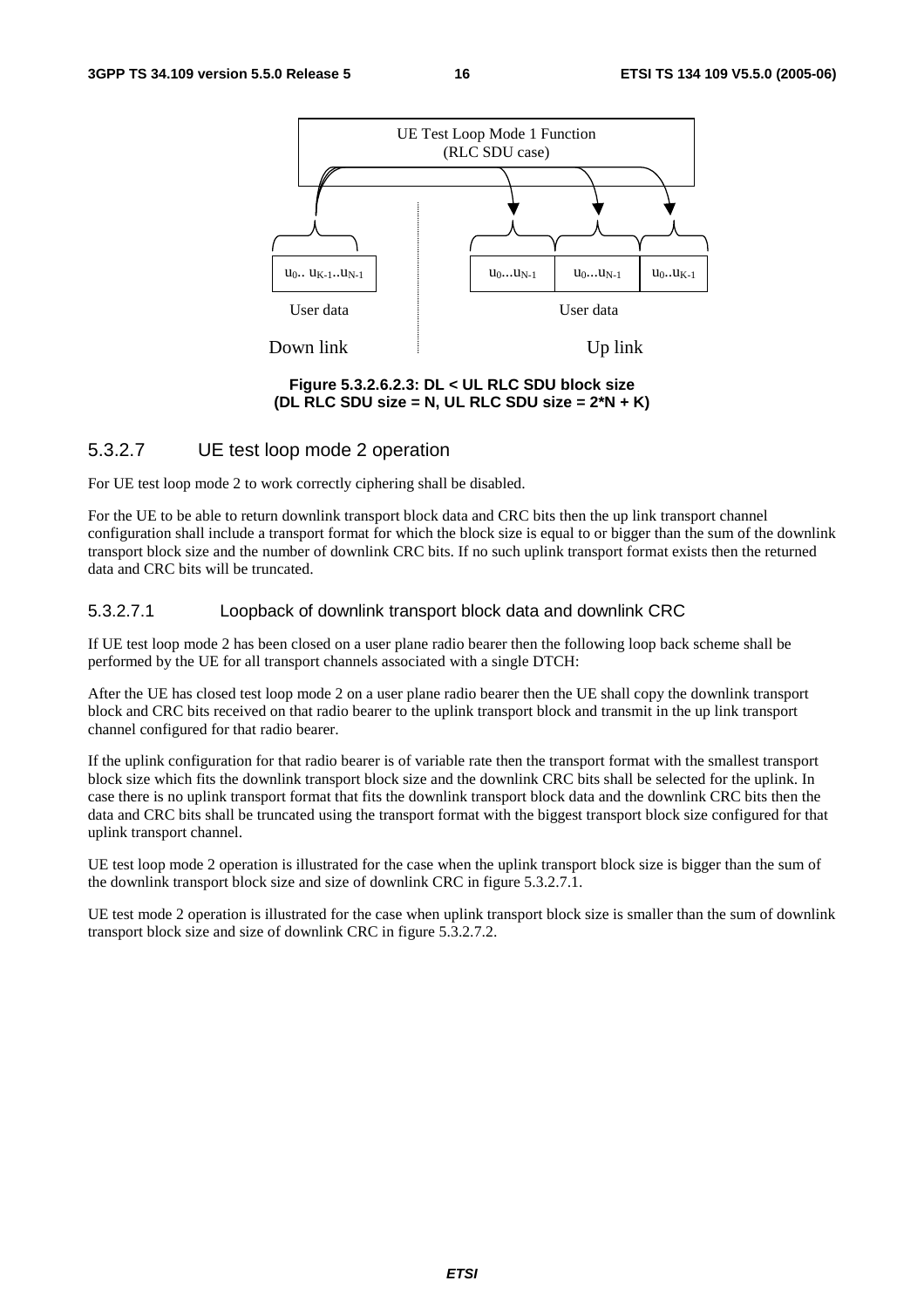UE Test Loop Mode 1 Function
(RLC SDU case)

| Down link | | Up link | | |
|---|---|---|---|---|
| $u_0 .. u_{K-1} .. u_{N-1}$ | | $u_0 ... u_{N-1}$ | $u_0 ... u_{N-1}$ | $u_0 .. u_{K-1}$ |
| User data | | User data | | |

**Figure 5.3.2.6.2.3: DL < UL RLC SDU block size (DL RLC SDU size = N, UL RLC SDU size = 2*N + K)**

### 5.3.2.7 UE test loop mode 2 operation

For UE test loop mode 2 to work correctly ciphering shall be disabled.

For the UE to be able to return downlink transport block data and CRC bits then the up link transport channel configuration shall include a transport format for which the block size is equal to or bigger than the sum of the downlink transport block size and the number of downlink CRC bits. If no such uplink transport format exists then the returned data and CRC bits will be truncated.

#### 5.3.2.7.1 Loopback of downlink transport block data and downlink CRC

If UE test loop mode 2 has been closed on a user plane radio bearer then the following loop back scheme shall be performed by the UE for all transport channels associated with a single DTCH:

After the UE has closed test loop mode 2 on a user plane radio bearer then the UE shall copy the downlink transport block and CRC bits received on that radio bearer to the uplink transport block and transmit in the up link transport channel configured for that radio bearer.

If the uplink configuration for that radio bearer is of variable rate then the transport format with the smallest transport block size which fits the downlink transport block size and the downlink CRC bits shall be selected for the uplink. In case there is no uplink transport format that fits the downlink transport block data and the downlink CRC bits then the data and CRC bits shall be truncated using the transport format with the biggest transport block size configured for that uplink transport channel.

UE test loop mode 2 operation is illustrated for the case when the uplink transport block size is bigger than the sum of the downlink transport block size and size of downlink CRC in figure 5.3.2.7.1.

UE test mode 2 operation is illustrated for the case when uplink transport block size is smaller than the sum of downlink transport block size and size of downlink CRC in figure 5.3.2.7.2.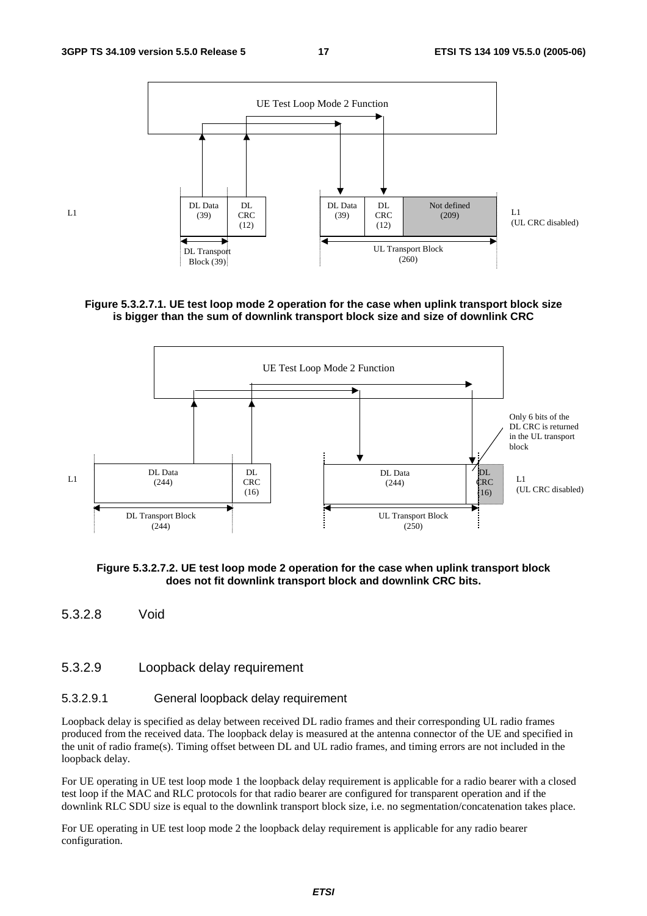**Figure 5.3.2.7.1. UE test loop mode 2 operation for the case when uplink transport block size is bigger than the sum of downlink transport block size and size of downlink CRC**

**Figure 5.3.2.7.2. UE test loop mode 2 operation for the case when uplink transport block does not fit downlink transport block and downlink CRC bits.**

### 5.3.2.8 Void

### 5.3.2.9 Loopback delay requirement

#### 5.3.2.9.1 General loopback delay requirement

Loopback delay is specified as delay between received DL radio frames and their corresponding UL radio frames produced from the received data. The loopback delay is measured at the antenna connector of the UE and specified in the unit of radio frame(s). Timing offset between DL and UL radio frames, and timing errors are not included in the loopback delay.

For UE operating in UE test loop mode 1 the loopback delay requirement is applicable for a radio bearer with a closed test loop if the MAC and RLC protocols for that radio bearer are configured for transparent operation and if the downlink RLC SDU size is equal to the downlink transport block size, i.e. no segmentation/concatenation takes place.

For UE operating in UE test loop mode 2 the loopback delay requirement is applicable for any radio bearer configuration.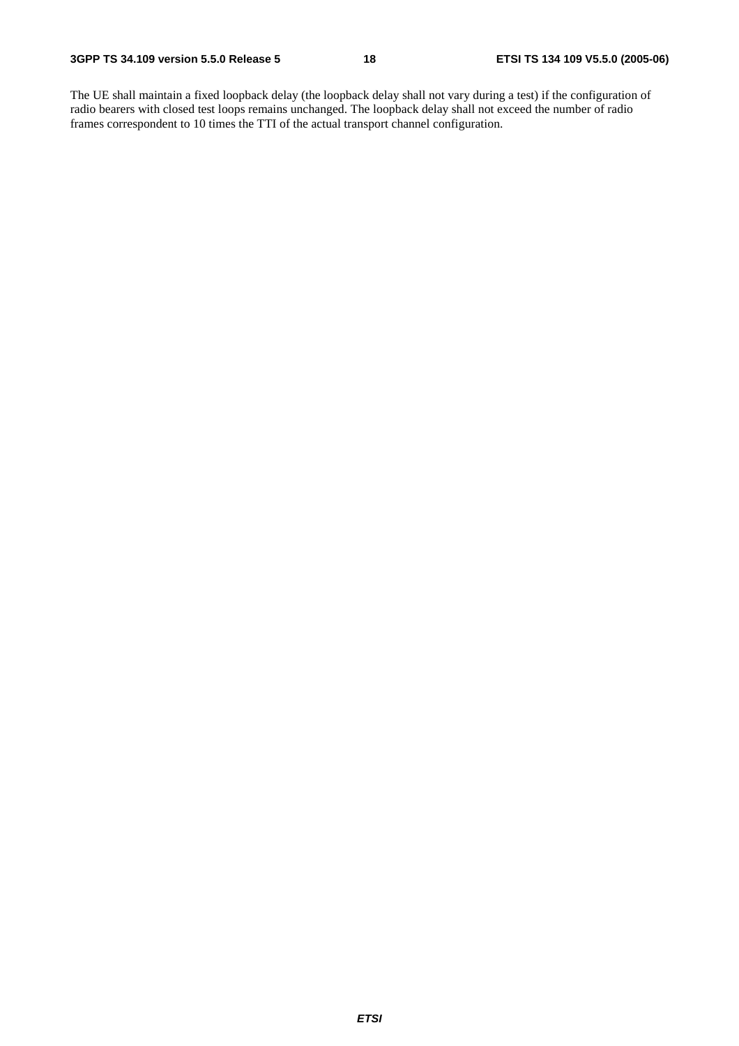The UE shall maintain a fixed loopback delay (the loopback delay shall not vary during a test) if the configuration of radio bearers with closed test loops remains unchanged. The loopback delay shall not exceed the number of radio frames correspondent to 10 times the TTI of the actual transport channel configuration.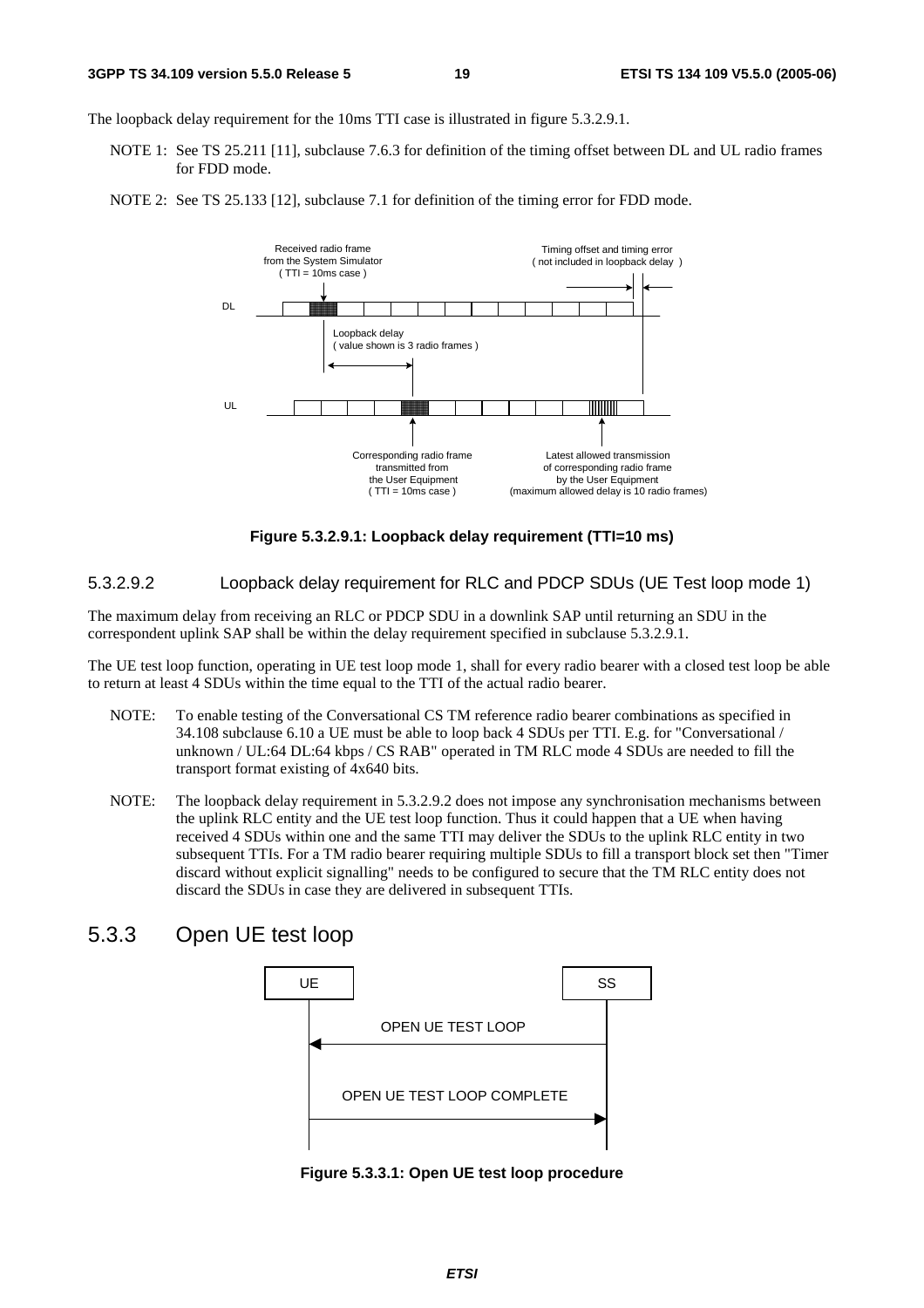The loopback delay requirement for the 10ms TTI case is illustrated in figure 5.3.2.9.1.

NOTE 1: See TS 25.211 [11], subclause 7.6.3 for definition of the timing offset between DL and UL radio frames for FDD mode.

NOTE 2: See TS 25.133 [12], subclause 7.1 for definition of the timing error for FDD mode.

**Figure 5.3.2.9.1: Loopback delay requirement (TTI=10 ms)**

#### 5.3.2.9.2 Loopback delay requirement for RLC and PDCP SDUs (UE Test loop mode 1)

The maximum delay from receiving an RLC or PDCP SDU in a downlink SAP until returning an SDU in the correspondent uplink SAP shall be within the delay requirement specified in subclause 5.3.2.9.1.

The UE test loop function, operating in UE test loop mode 1, shall for every radio bearer with a closed test loop be able to return at least 4 SDUs within the time equal to the TTI of the actual radio bearer.

NOTE: To enable testing of the Conversational CS TM reference radio bearer combinations as specified in 34.108 subclause 6.10 a UE must be able to loop back 4 SDUs per TTI. E.g. for "Conversational / unknown / UL:64 DL:64 kbps / CS RAB" operated in TM RLC mode 4 SDUs are needed to fill the transport format existing of 4x640 bits.

NOTE: The loopback delay requirement in 5.3.2.9.2 does not impose any synchronisation mechanisms between the uplink RLC entity and the UE test loop function. Thus it could happen that a UE when having received 4 SDUs within one and the same TTI may deliver the SDUs to the uplink RLC entity in two subsequent TTIs. For a TM radio bearer requiring multiple SDUs to fill a transport block set then "Timer discard without explicit signalling" needs to be configured to secure that the TM RLC entity does not discard the SDUs in case they are delivered in subsequent TTIs.

## 5.3.3 Open UE test loop

**Figure 5.3.3.1: Open UE test loop procedure**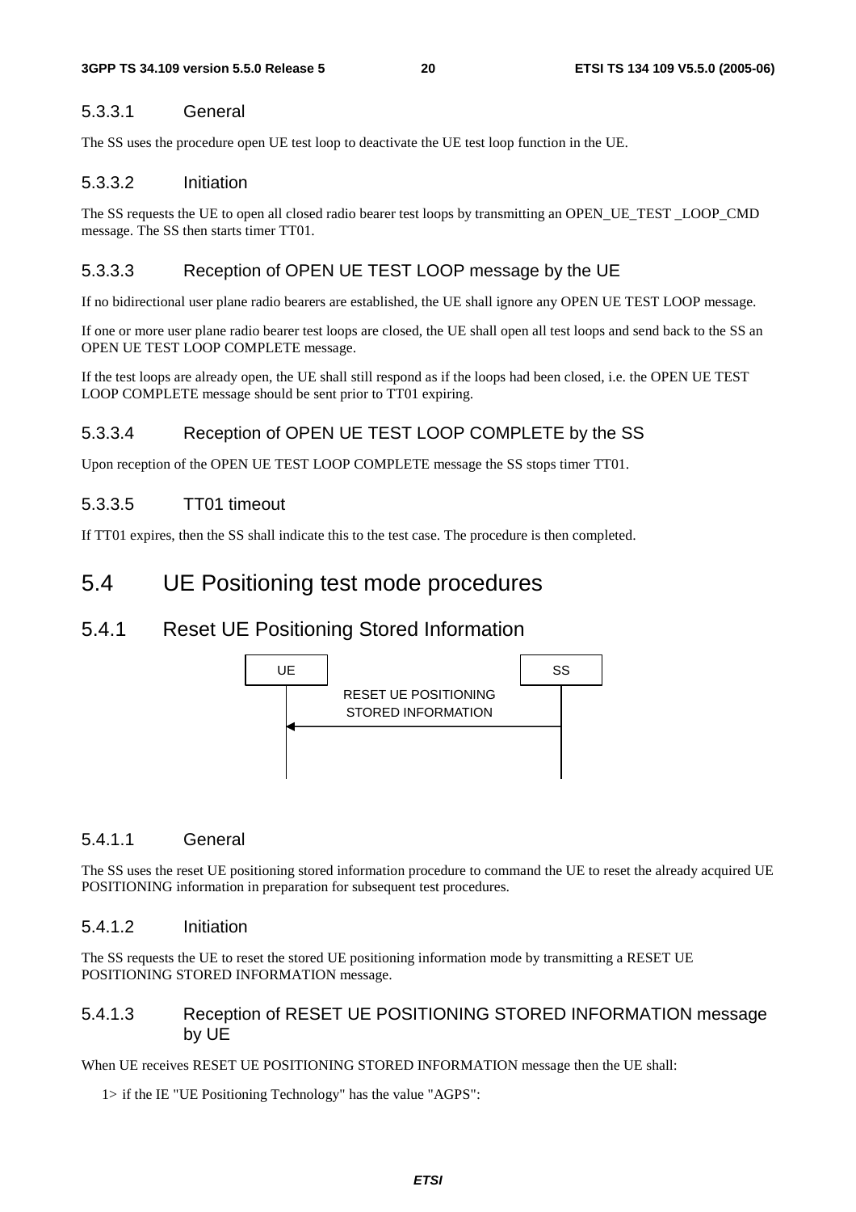#### 5.3.3.1 General

The SS uses the procedure open UE test loop to deactivate the UE test loop function in the UE.

#### 5.3.3.2 Initiation

The SS requests the UE to open all closed radio bearer test loops by transmitting an OPEN_UE_TEST _LOOP_CMD message. The SS then starts timer TT01.

#### 5.3.3.3 Reception of OPEN UE TEST LOOP message by the UE

If no bidirectional user plane radio bearers are established, the UE shall ignore any OPEN UE TEST LOOP message.

If one or more user plane radio bearer test loops are closed, the UE shall open all test loops and send back to the SS an OPEN UE TEST LOOP COMPLETE message.

If the test loops are already open, the UE shall still respond as if the loops had been closed, i.e. the OPEN UE TEST LOOP COMPLETE message should be sent prior to TT01 expiring.

#### 5.3.3.4 Reception of OPEN UE TEST LOOP COMPLETE by the SS

Upon reception of the OPEN UE TEST LOOP COMPLETE message the SS stops timer TT01.

#### 5.3.3.5 TT01 timeout

If TT01 expires, then the SS shall indicate this to the test case. The procedure is then completed.

## 5.4 UE Positioning test mode procedures

### 5.4.1 Reset UE Positioning Stored Information

```
UE                                   SS
|     RESET UE POSITIONING           |
|     STORED INFORMATION             |
|<-----------------------------------|
|                                    |
```

#### 5.4.1.1 General

The SS uses the reset UE positioning stored information procedure to command the UE to reset the already acquired UE POSITIONING information in preparation for subsequent test procedures.

#### 5.4.1.2 Initiation

The SS requests the UE to reset the stored UE positioning information mode by transmitting a RESET UE POSITIONING STORED INFORMATION message.

#### 5.4.1.3 Reception of RESET UE POSITIONING STORED INFORMATION message by UE

When UE receives RESET UE POSITIONING STORED INFORMATION message then the UE shall:

1> if the IE "UE Positioning Technology" has the value "AGPS":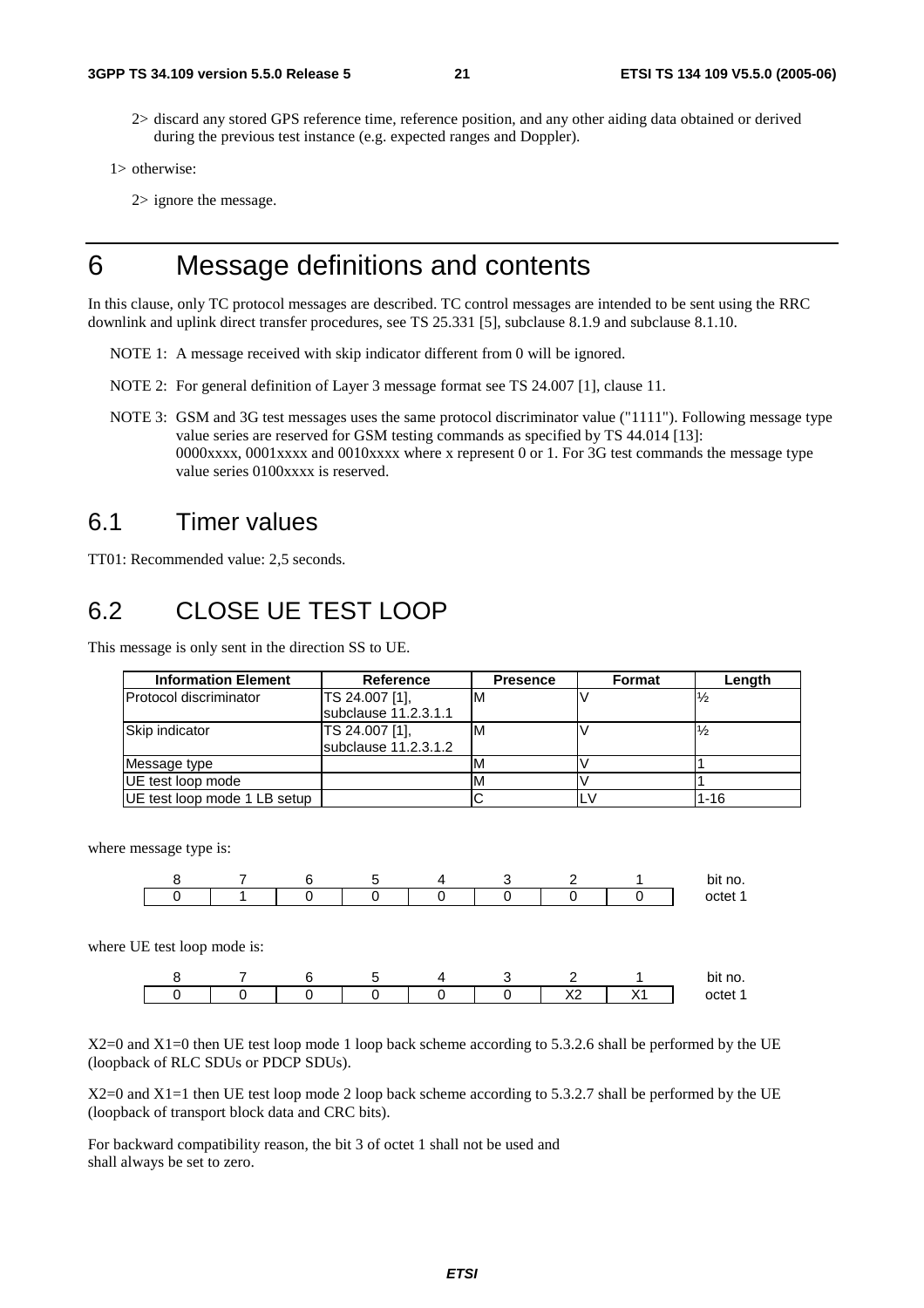2> discard any stored GPS reference time, reference position, and any other aiding data obtained or derived during the previous test instance (e.g. expected ranges and Doppler).

1> otherwise:

2> ignore the message.

# 6 Message definitions and contents

In this clause, only TC protocol messages are described. TC control messages are intended to be sent using the RRC downlink and uplink direct transfer procedures, see TS 25.331 [5], subclause 8.1.9 and subclause 8.1.10.

NOTE 1: A message received with skip indicator different from 0 will be ignored.

NOTE 2: For general definition of Layer 3 message format see TS 24.007 [1], clause 11.

NOTE 3: GSM and 3G test messages uses the same protocol discriminator value ("1111"). Following message type value series are reserved for GSM testing commands as specified by TS 44.014 [13]: 0000xxxx, 0001xxxx and 0010xxxx where x represent 0 or 1. For 3G test commands the message type value series 0100xxxx is reserved.

## 6.1 Timer values

TT01: Recommended value: 2,5 seconds.

## 6.2 CLOSE UE TEST LOOP

This message is only sent in the direction SS to UE.

| Information Element | Reference | Presence | Format | Length |
|---|---|---|---|---|
| Protocol discriminator | TS 24.007 [1], subclause 11.2.3.1.1 | M | V | ½ |
| Skip indicator | TS 24.007 [1], subclause 11.2.3.1.2 | M | V | ½ |
| Message type | | M | V | 1 |
| UE test loop mode | | M | V | 1 |
| UE test loop mode 1 LB setup | | C | LV | 1-16 |

where message type is:

| 8 | 7 | 6 | 5 | 4 | 3 | 2 | 1 | bit no. |
|---|---|---|---|---|---|---|---|---|
| 0 | 1 | 0 | 0 | 0 | 0 | 0 | 0 | octet 1 |

where UE test loop mode is:

| 8 | 7 | 6 | 5 | 4 | 3 | 2 | 1 | bit no. |
|---|---|---|---|---|---|---|---|---|
| 0 | 0 | 0 | 0 | 0 | 0 | X2 | X1 | octet 1 |

X2=0 and X1=0 then UE test loop mode 1 loop back scheme according to 5.3.2.6 shall be performed by the UE (loopback of RLC SDUs or PDCP SDUs).

X2=0 and X1=1 then UE test loop mode 2 loop back scheme according to 5.3.2.7 shall be performed by the UE (loopback of transport block data and CRC bits).

For backward compatibility reason, the bit 3 of octet 1 shall not be used and shall always be set to zero.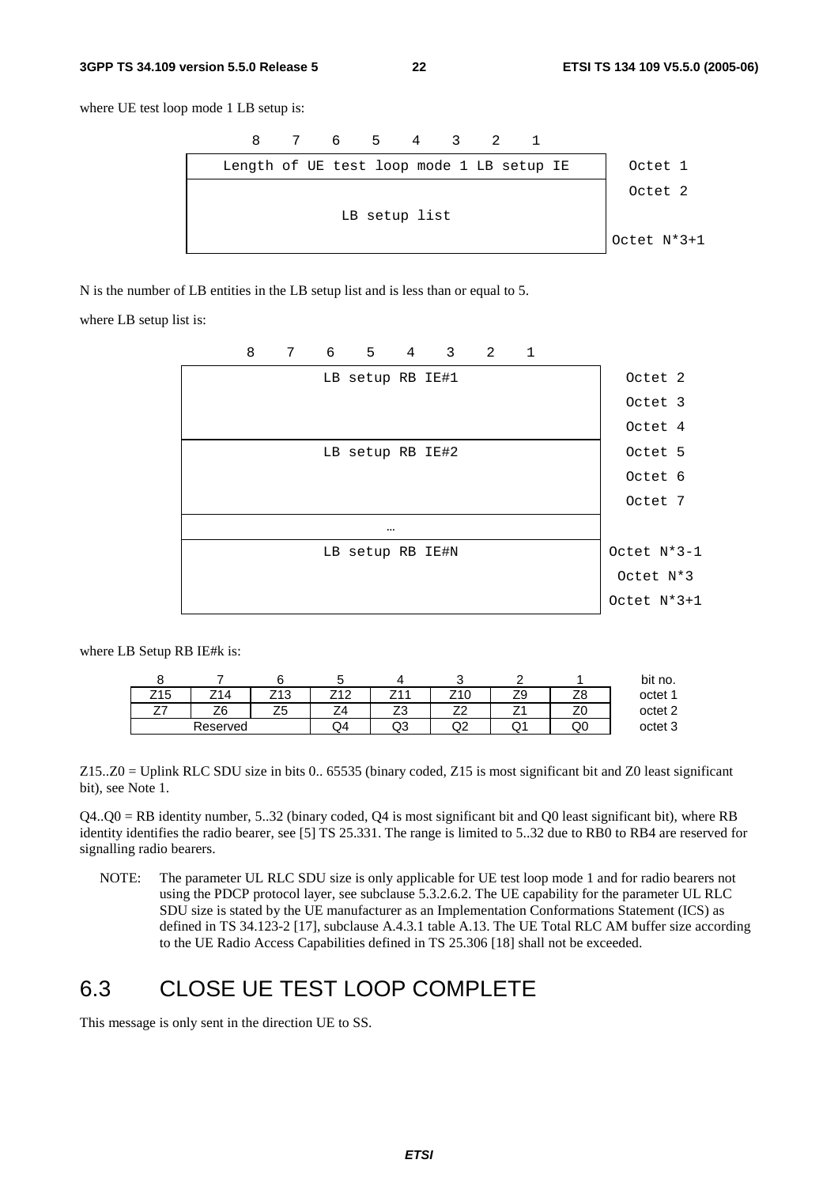where UE test loop mode 1 LB setup is:

| 8 | 7 | 6 | 5 | 4 | 3 | 2 | 1 | |
|---|---|---|---|---|---|---|---|---|
| Length of UE test loop mode 1 LB setup IE | | | | | | | | Octet 1 |
| LB setup list | | | | | | | | Octet 2 |
| | | | | | | | | Octet N*3+1 |

N is the number of LB entities in the LB setup list and is less than or equal to 5.

where LB setup list is:

| 8 | 7 | 6 | 5 | 4 | 3 | 2 | 1 | |
|---|---|---|---|---|---|---|---|---|
| LB setup RB IE#1 | | | | | | | | Octet 2 |
| | | | | | | | | Octet 3 |
| | | | | | | | | Octet 4 |
| LB setup RB IE#2 | | | | | | | | Octet 5 |
| | | | | | | | | Octet 6 |
| | | | | | | | | Octet 7 |
| … | | | | | | | | |
| LB setup RB IE#N | | | | | | | | Octet N*3-1 |
| | | | | | | | | Octet N*3 |
| | | | | | | | | Octet N*3+1 |

where LB Setup RB IE#k is:

| 8 | 7 | 6 | 5 | 4 | 3 | 2 | 1 | bit no. |
|---|---|---|---|---|---|---|---|---|
| Z15 | Z14 | Z13 | Z12 | Z11 | Z10 | Z9 | Z8 | octet 1 |
| Z7 | Z6 | Z5 | Z4 | Z3 | Z2 | Z1 | Z0 | octet 2 |
| Reserved | | | Q4 | Q3 | Q2 | Q1 | Q0 | octet 3 |

Z15..Z0 = Uplink RLC SDU size in bits 0.. 65535 (binary coded, Z15 is most significant bit and Z0 least significant bit), see Note 1.

Q4..Q0 = RB identity number, 5..32 (binary coded, Q4 is most significant bit and Q0 least significant bit), where RB identity identifies the radio bearer, see [5] TS 25.331. The range is limited to 5..32 due to RB0 to RB4 are reserved for signalling radio bearers.

NOTE: The parameter UL RLC SDU size is only applicable for UE test loop mode 1 and for radio bearers not using the PDCP protocol layer, see subclause 5.3.2.6.2. The UE capability for the parameter UL RLC SDU size is stated by the UE manufacturer as an Implementation Conformations Statement (ICS) as defined in TS 34.123-2 [17], subclause A.4.3.1 table A.13. The UE Total RLC AM buffer size according to the UE Radio Access Capabilities defined in TS 25.306 [18] shall not be exceeded.

## 6.3 CLOSE UE TEST LOOP COMPLETE

This message is only sent in the direction UE to SS.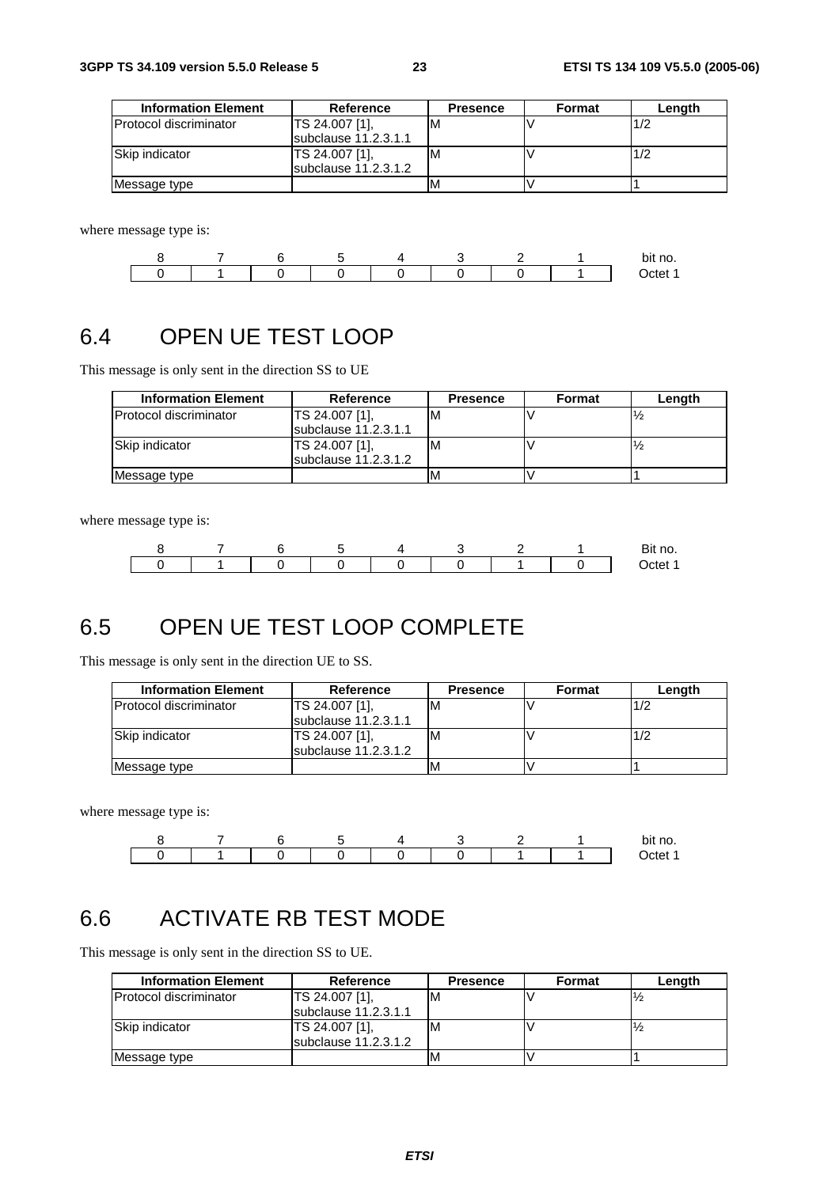| Information Element | Reference | Presence | Format | Length |
|---|---|---|---|---|
| Protocol discriminator | TS 24.007 [1], subclause 11.2.3.1.1 | M | V | 1/2 |
| Skip indicator | TS 24.007 [1], subclause 11.2.3.1.2 | M | V | 1/2 |
| Message type | | M | V | 1 |

where message type is:

| 8 | 7 | 6 | 5 | 4 | 3 | 2 | 1 | bit no. |
|---|---|---|---|---|---|---|---|---|
| 0 | 1 | 0 | 0 | 0 | 0 | 0 | 1 | Octet 1 |

## 6.4 OPEN UE TEST LOOP

This message is only sent in the direction SS to UE

| Information Element | Reference | Presence | Format | Length |
|---|---|---|---|---|
| Protocol discriminator | TS 24.007 [1], subclause 11.2.3.1.1 | M | V | ½ |
| Skip indicator | TS 24.007 [1], subclause 11.2.3.1.2 | M | V | ½ |
| Message type | | M | V | 1 |

where message type is:

| 8 | 7 | 6 | 5 | 4 | 3 | 2 | 1 | Bit no. |
|---|---|---|---|---|---|---|---|---|
| 0 | 1 | 0 | 0 | 0 | 0 | 1 | 0 | Octet 1 |

## 6.5 OPEN UE TEST LOOP COMPLETE

This message is only sent in the direction UE to SS.

| Information Element | Reference | Presence | Format | Length |
|---|---|---|---|---|
| Protocol discriminator | TS 24.007 [1], subclause 11.2.3.1.1 | M | V | 1/2 |
| Skip indicator | TS 24.007 [1], subclause 11.2.3.1.2 | M | V | 1/2 |
| Message type | | M | V | 1 |

where message type is:

| 8 | 7 | 6 | 5 | 4 | 3 | 2 | 1 | bit no. |
|---|---|---|---|---|---|---|---|---|
| 0 | 1 | 0 | 0 | 0 | 0 | 1 | 1 | Octet 1 |

## 6.6 ACTIVATE RB TEST MODE

This message is only sent in the direction SS to UE.

| Information Element | Reference | Presence | Format | Length |
|---|---|---|---|---|
| Protocol discriminator | TS 24.007 [1], subclause 11.2.3.1.1 | M | V | ½ |
| Skip indicator | TS 24.007 [1], subclause 11.2.3.1.2 | M | V | ½ |
| Message type | | M | V | 1 |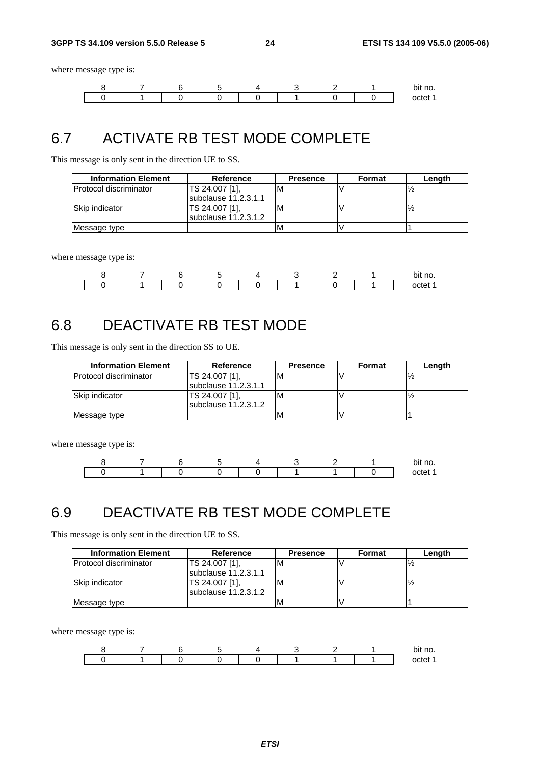where message type is:

| 8 | 7 | 6 | 5 | 4 | 3 | 2 | 1 | bit no. |
|---|---|---|---|---|---|---|---|---|
| 0 | 1 | 0 | 0 | 0 | 1 | 0 | 0 | octet 1 |

## 6.7 ACTIVATE RB TEST MODE COMPLETE

This message is only sent in the direction UE to SS.

| Information Element | Reference | Presence | Format | Length |
|---|---|---|---|---|
| Protocol discriminator | TS 24.007 [1], subclause 11.2.3.1.1 | M | V | ½ |
| Skip indicator | TS 24.007 [1], subclause 11.2.3.1.2 | M | V | ½ |
| Message type | | M | V | 1 |

where message type is:

| 8 | 7 | 6 | 5 | 4 | 3 | 2 | 1 | bit no. |
|---|---|---|---|---|---|---|---|---|
| 0 | 1 | 0 | 0 | 0 | 1 | 0 | 1 | octet 1 |

## 6.8 DEACTIVATE RB TEST MODE

This message is only sent in the direction SS to UE.

| Information Element | Reference | Presence | Format | Length |
|---|---|---|---|---|
| Protocol discriminator | TS 24.007 [1], subclause 11.2.3.1.1 | M | V | ½ |
| Skip indicator | TS 24.007 [1], subclause 11.2.3.1.2 | M | V | ½ |
| Message type | | M | V | 1 |

where message type is:

| 8 | 7 | 6 | 5 | 4 | 3 | 2 | 1 | bit no. |
|---|---|---|---|---|---|---|---|---|
| 0 | 1 | 0 | 0 | 0 | 1 | 1 | 0 | octet 1 |

## 6.9 DEACTIVATE RB TEST MODE COMPLETE

This message is only sent in the direction UE to SS.

| Information Element | Reference | Presence | Format | Length |
|---|---|---|---|---|
| Protocol discriminator | TS 24.007 [1], subclause 11.2.3.1.1 | M | V | ½ |
| Skip indicator | TS 24.007 [1], subclause 11.2.3.1.2 | M | V | ½ |
| Message type | | M | V | 1 |

where message type is:

| 8 | 7 | 6 | 5 | 4 | 3 | 2 | 1 | bit no. |
|---|---|---|---|---|---|---|---|---|
| 0 | 1 | 0 | 0 | 0 | 1 | 1 | 1 | octet 1 |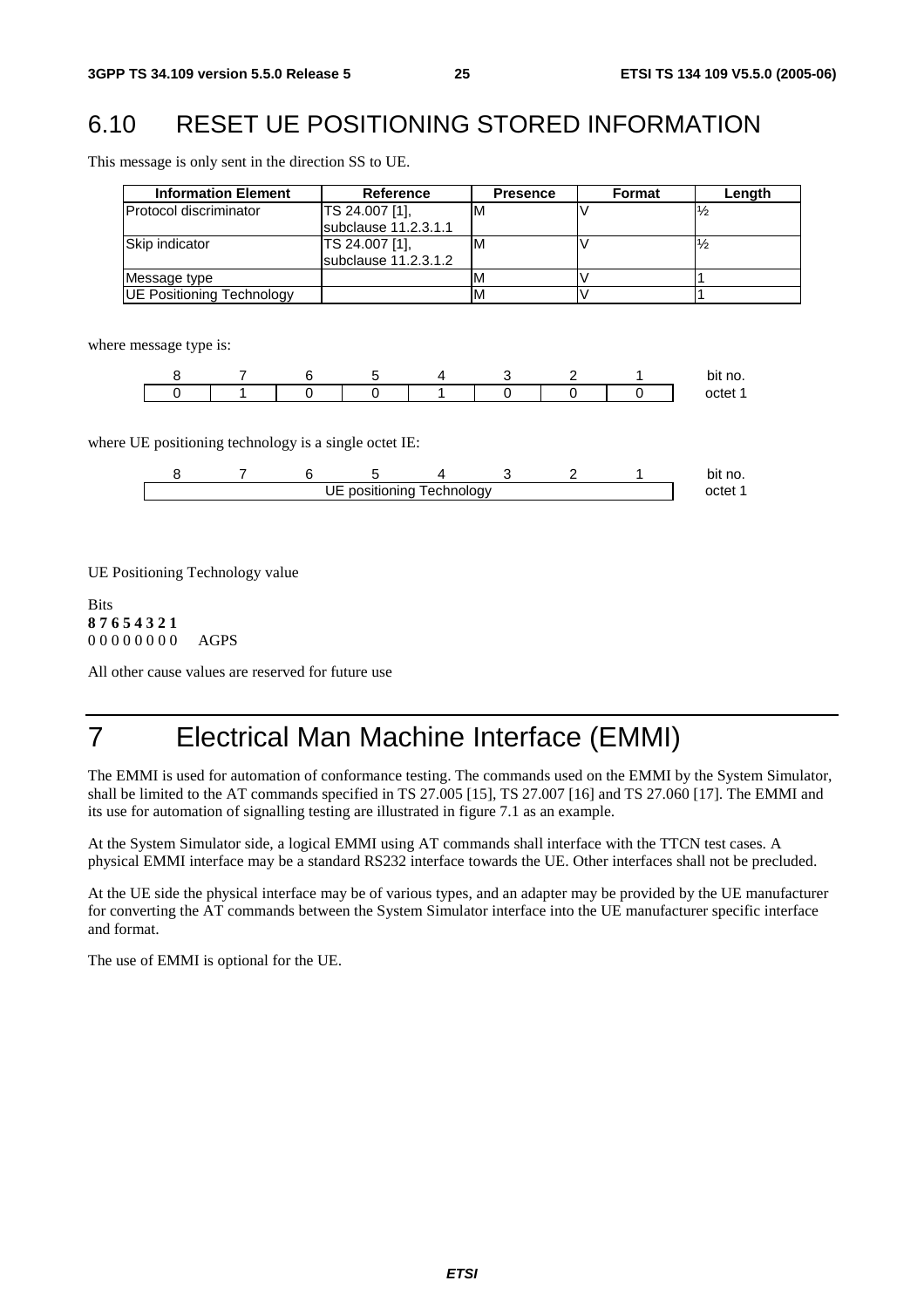## 6.10 RESET UE POSITIONING STORED INFORMATION

This message is only sent in the direction SS to UE.

| Information Element | Reference | Presence | Format | Length |
|---|---|---|---|---|
| Protocol discriminator | TS 24.007 [1], subclause 11.2.3.1.1 | M | V | ½ |
| Skip indicator | TS 24.007 [1], subclause 11.2.3.1.2 | M | V | ½ |
| Message type | | M | V | 1 |
| UE Positioning Technology | | M | V | 1 |

where message type is:

| 8 | 7 | 6 | 5 | 4 | 3 | 2 | 1 | bit no. |
|---|---|---|---|---|---|---|---|---|
| 0 | 1 | 0 | 0 | 1 | 0 | 0 | 0 | octet 1 |

where UE positioning technology is a single octet IE:

| 8 | 7 | 6 | 5 | 4 | 3 | 2 | 1 | bit no. |
|---|---|---|---|---|---|---|---|---|
| UE positioning Technology | | | | | | | | octet 1 |

UE Positioning Technology value

Bits
**8 7 6 5 4 3 2 1**
0 0 0 0 0 0 0 0    AGPS

All other cause values are reserved for future use

# 7 Electrical Man Machine Interface (EMMI)

The EMMI is used for automation of conformance testing. The commands used on the EMMI by the System Simulator, shall be limited to the AT commands specified in TS 27.005 [15], TS 27.007 [16] and TS 27.060 [17]. The EMMI and its use for automation of signalling testing are illustrated in figure 7.1 as an example.

At the System Simulator side, a logical EMMI using AT commands shall interface with the TTCN test cases. A physical EMMI interface may be a standard RS232 interface towards the UE. Other interfaces shall not be precluded.

At the UE side the physical interface may be of various types, and an adapter may be provided by the UE manufacturer for converting the AT commands between the System Simulator interface into the UE manufacturer specific interface and format.

The use of EMMI is optional for the UE.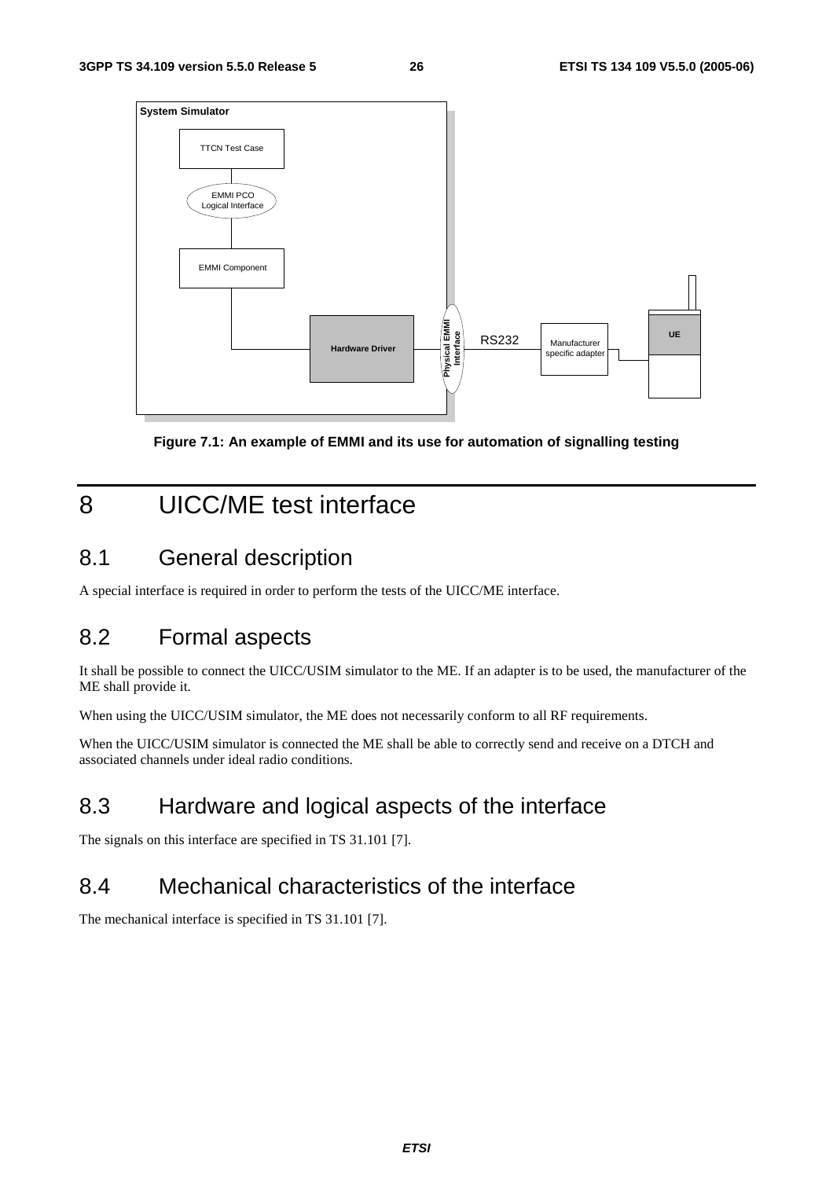Figure 7.1: An example of EMMI and its use for automation of signalling testing

# 8 UICC/ME test interface

## 8.1 General description

A special interface is required in order to perform the tests of the UICC/ME interface.

## 8.2 Formal aspects

It shall be possible to connect the UICC/USIM simulator to the ME. If an adapter is to be used, the manufacturer of the ME shall provide it.

When using the UICC/USIM simulator, the ME does not necessarily conform to all RF requirements.

When the UICC/USIM simulator is connected the ME shall be able to correctly send and receive on a DTCH and associated channels under ideal radio conditions.

## 8.3 Hardware and logical aspects of the interface

The signals on this interface are specified in TS 31.101 [7].

## 8.4 Mechanical characteristics of the interface

The mechanical interface is specified in TS 31.101 [7].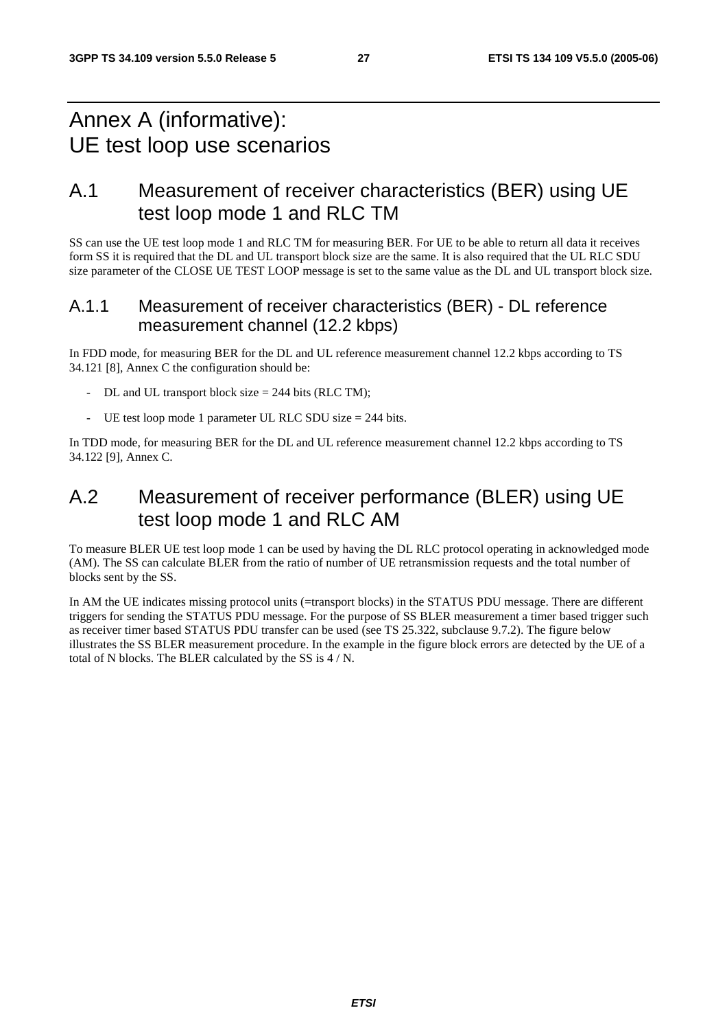// Annex A (informative): UE test loop use scenarios

## A.1 Measurement of receiver characteristics (BER) using UE test loop mode 1 and RLC TM

SS can use the UE test loop mode 1 and RLC TM for measuring BER. For UE to be able to return all data it receives form SS it is required that the DL and UL transport block size are the same. It is also required that the UL RLC SDU size parameter of the CLOSE UE TEST LOOP message is set to the same value as the DL and UL transport block size.

### A.1.1 Measurement of receiver characteristics (BER) - DL reference measurement channel (12.2 kbps)

In FDD mode, for measuring BER for the DL and UL reference measurement channel 12.2 kbps according to TS 34.121 [8], Annex C the configuration should be:

- DL and UL transport block size = 244 bits (RLC TM);
- UE test loop mode 1 parameter UL RLC SDU size = 244 bits.

In TDD mode, for measuring BER for the DL and UL reference measurement channel 12.2 kbps according to TS 34.122 [9], Annex C.

## A.2 Measurement of receiver performance (BLER) using UE test loop mode 1 and RLC AM

To measure BLER UE test loop mode 1 can be used by having the DL RLC protocol operating in acknowledged mode (AM). The SS can calculate BLER from the ratio of number of UE retransmission requests and the total number of blocks sent by the SS.

In AM the UE indicates missing protocol units (=transport blocks) in the STATUS PDU message. There are different triggers for sending the STATUS PDU message. For the purpose of SS BLER measurement a timer based trigger such as receiver timer based STATUS PDU transfer can be used (see TS 25.322, subclause 9.7.2). The figure below illustrates the SS BLER measurement procedure. In the example in the figure block errors are detected by the UE of a total of N blocks. The BLER calculated by the SS is 4 / N.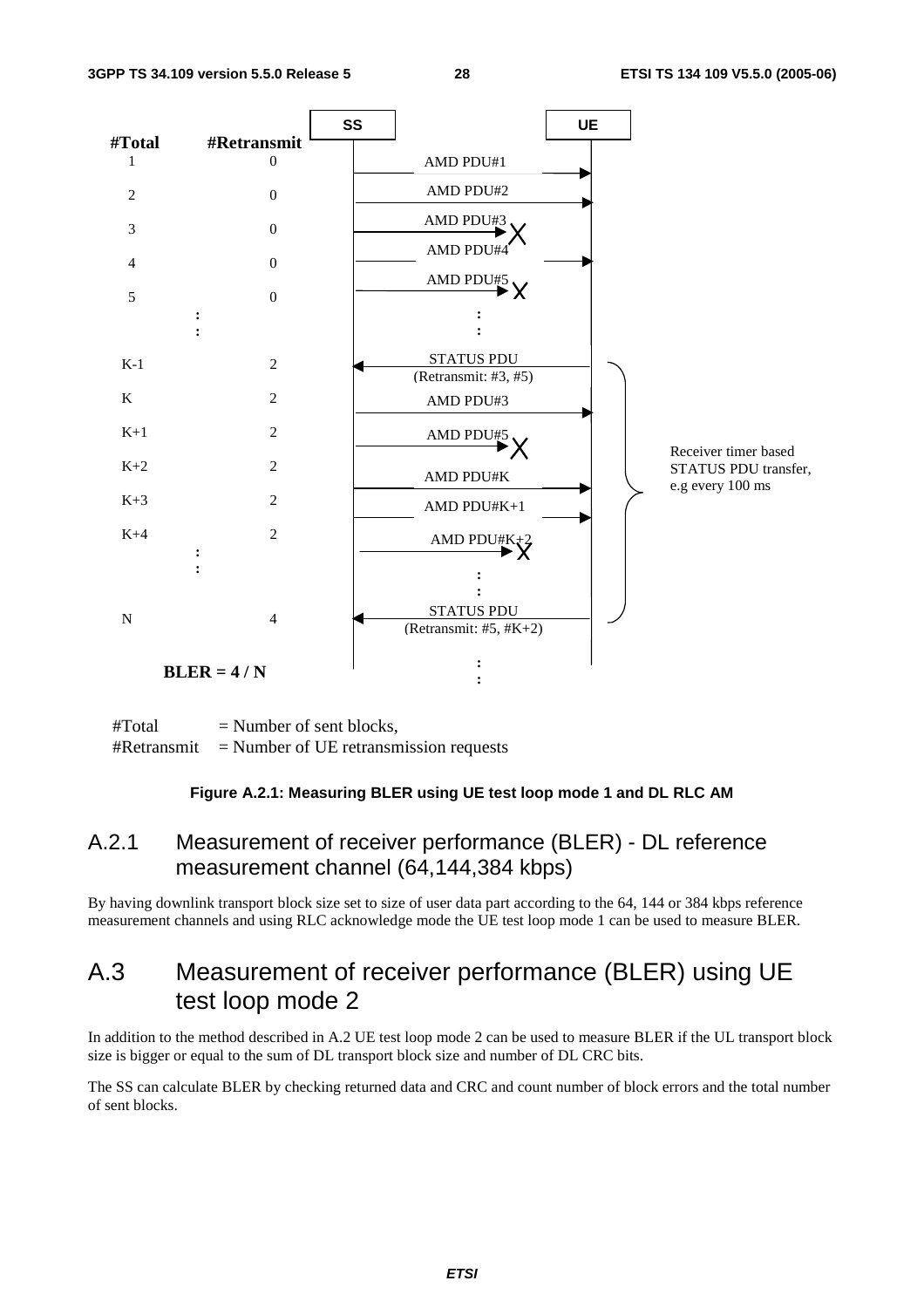| #Total | #Retransmit | SS → UE |
| --- | --- | --- |
| 1 | 0 | AMD PDU#1 → |
| 2 | 0 | AMD PDU#2 → |
| 3 | 0 | AMD PDU#3 → X |
| 4 | 0 | AMD PDU#4 → |
| 5 | 0 | AMD PDU#5 → X |
| : | | : |
| K-1 | 2 | ← STATUS PDU (Retransmit: #3, #5) |
| K | 2 | AMD PDU#3 → |
| K+1 | 2 | AMD PDU#5 → X |
| K+2 | 2 | AMD PDU#K → |
| K+3 | 2 | AMD PDU#K+1 → |
| K+4 | 2 | AMD PDU#K+2 → X |
| : | | : |
| N | 4 | ← STATUS PDU (Retransmit: #5, #K+2) |

Receiver timer based STATUS PDU transfer, e.g every 100 ms

**BLER = 4 / N**

#Total = Number of sent blocks,
#Retransmit = Number of UE retransmission requests

**Figure A.2.1: Measuring BLER using UE test loop mode 1 and DL RLC AM**

### A.2.1 Measurement of receiver performance (BLER) - DL reference measurement channel (64,144,384 kbps)

By having downlink transport block size set to size of user data part according to the 64, 144 or 384 kbps reference measurement channels and using RLC acknowledge mode the UE test loop mode 1 can be used to measure BLER.

## A.3 Measurement of receiver performance (BLER) using UE test loop mode 2

In addition to the method described in A.2 UE test loop mode 2 can be used to measure BLER if the UL transport block size is bigger or equal to the sum of DL transport block size and number of DL CRC bits.

The SS can calculate BLER by checking returned data and CRC and count number of block errors and the total number of sent blocks.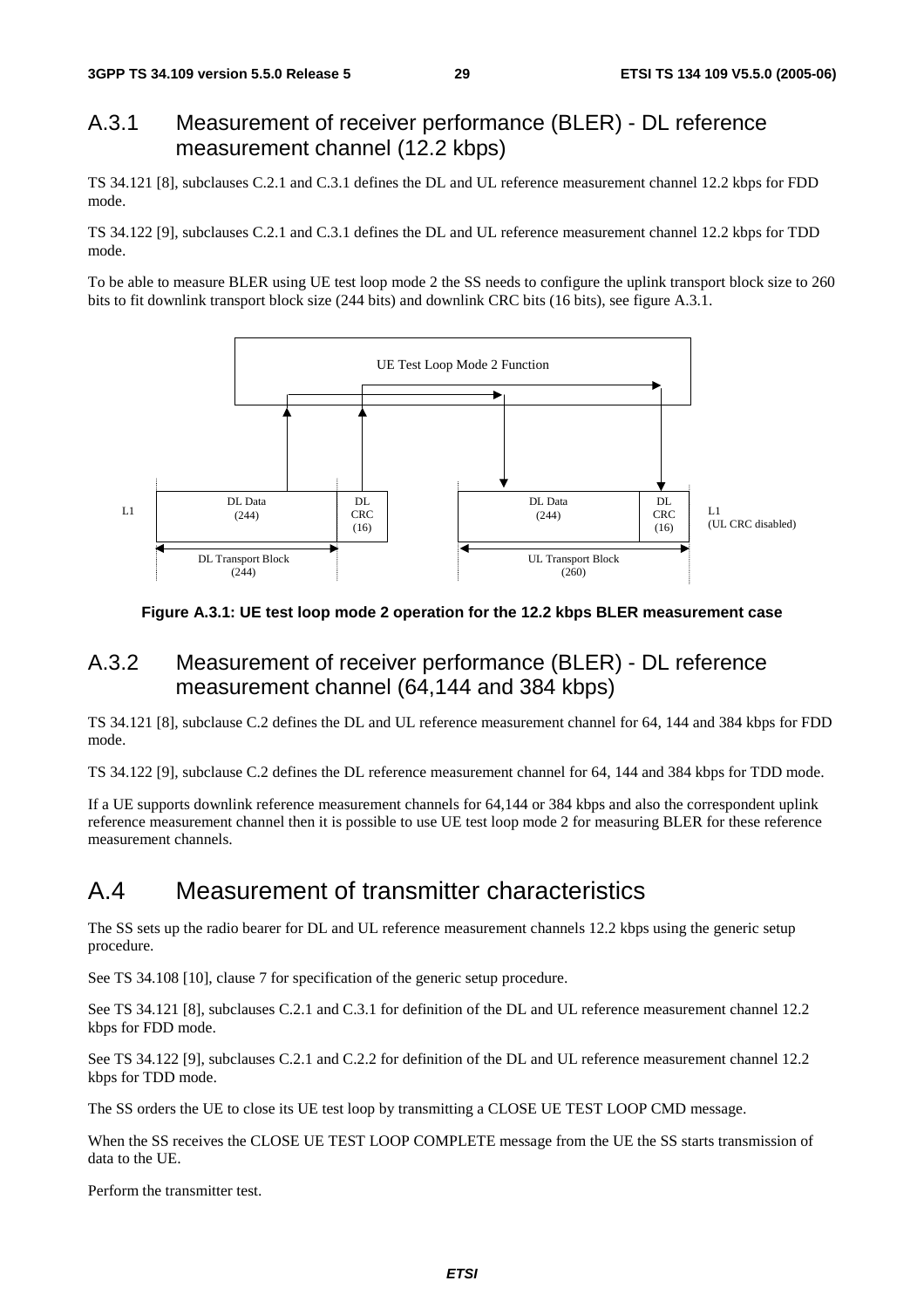## A.3.1 Measurement of receiver performance (BLER) - DL reference measurement channel (12.2 kbps)

TS 34.121 [8], subclauses C.2.1 and C.3.1 defines the DL and UL reference measurement channel 12.2 kbps for FDD mode.

TS 34.122 [9], subclauses C.2.1 and C.3.1 defines the DL and UL reference measurement channel 12.2 kbps for TDD mode.

To be able to measure BLER using UE test loop mode 2 the SS needs to configure the uplink transport block size to 260 bits to fit downlink transport block size (244 bits) and downlink CRC bits (16 bits), see figure A.3.1.

**Figure A.3.1: UE test loop mode 2 operation for the 12.2 kbps BLER measurement case**

## A.3.2 Measurement of receiver performance (BLER) - DL reference measurement channel (64,144 and 384 kbps)

TS 34.121 [8], subclause C.2 defines the DL and UL reference measurement channel for 64, 144 and 384 kbps for FDD mode.

TS 34.122 [9], subclause C.2 defines the DL reference measurement channel for 64, 144 and 384 kbps for TDD mode.

If a UE supports downlink reference measurement channels for 64,144 or 384 kbps and also the correspondent uplink reference measurement channel then it is possible to use UE test loop mode 2 for measuring BLER for these reference measurement channels.

# A.4 Measurement of transmitter characteristics

The SS sets up the radio bearer for DL and UL reference measurement channels 12.2 kbps using the generic setup procedure.

See TS 34.108 [10], clause 7 for specification of the generic setup procedure.

See TS 34.121 [8], subclauses C.2.1 and C.3.1 for definition of the DL and UL reference measurement channel 12.2 kbps for FDD mode.

See TS 34.122 [9], subclauses C.2.1 and C.2.2 for definition of the DL and UL reference measurement channel 12.2 kbps for TDD mode.

The SS orders the UE to close its UE test loop by transmitting a CLOSE UE TEST LOOP CMD message.

When the SS receives the CLOSE UE TEST LOOP COMPLETE message from the UE the SS starts transmission of data to the UE.

Perform the transmitter test.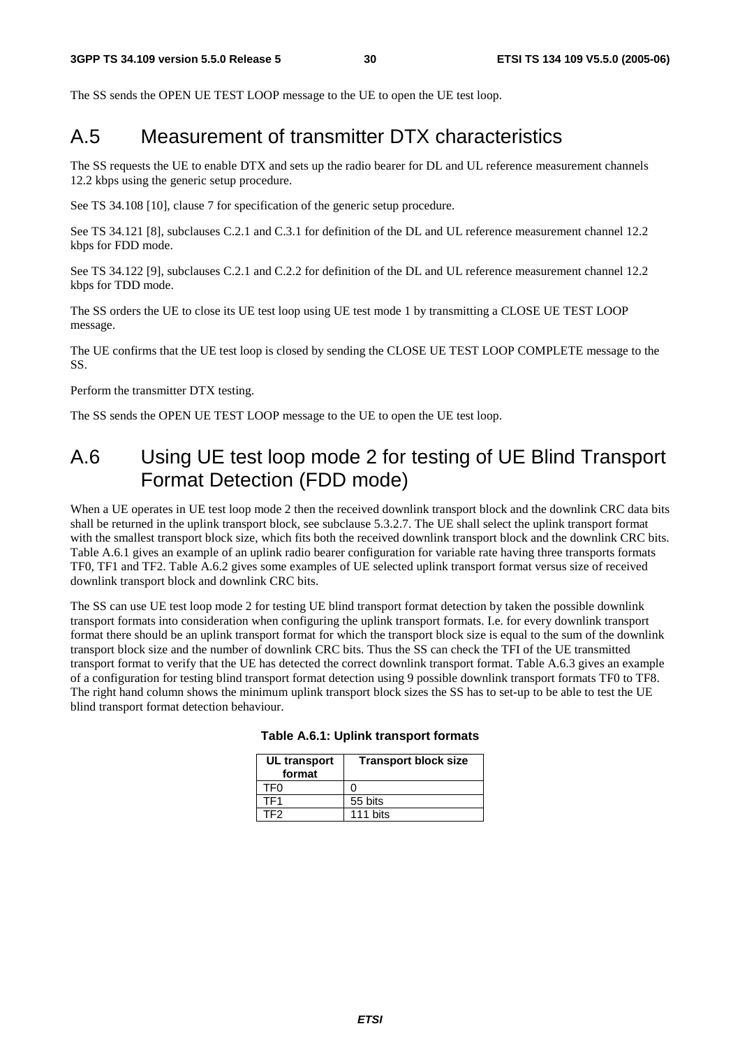The SS sends the OPEN UE TEST LOOP message to the UE to open the UE test loop.

# A.5 Measurement of transmitter DTX characteristics

The SS requests the UE to enable DTX and sets up the radio bearer for DL and UL reference measurement channels 12.2 kbps using the generic setup procedure.

See TS 34.108 [10], clause 7 for specification of the generic setup procedure.

See TS 34.121 [8], subclauses C.2.1 and C.3.1 for definition of the DL and UL reference measurement channel 12.2 kbps for FDD mode.

See TS 34.122 [9], subclauses C.2.1 and C.2.2 for definition of the DL and UL reference measurement channel 12.2 kbps for TDD mode.

The SS orders the UE to close its UE test loop using UE test mode 1 by transmitting a CLOSE UE TEST LOOP message.

The UE confirms that the UE test loop is closed by sending the CLOSE UE TEST LOOP COMPLETE message to the SS.

Perform the transmitter DTX testing.

The SS sends the OPEN UE TEST LOOP message to the UE to open the UE test loop.

# A.6 Using UE test loop mode 2 for testing of UE Blind Transport Format Detection (FDD mode)

When a UE operates in UE test loop mode 2 then the received downlink transport block and the downlink CRC data bits shall be returned in the uplink transport block, see subclause 5.3.2.7. The UE shall select the uplink transport format with the smallest transport block size, which fits both the received downlink transport block and the downlink CRC bits. Table A.6.1 gives an example of an uplink radio bearer configuration for variable rate having three transports formats TF0, TF1 and TF2. Table A.6.2 gives some examples of UE selected uplink transport format versus size of received downlink transport block and downlink CRC bits.

The SS can use UE test loop mode 2 for testing UE blind transport format detection by taken the possible downlink transport formats into consideration when configuring the uplink transport formats. I.e. for every downlink transport format there should be an uplink transport format for which the transport block size is equal to the sum of the downlink transport block size and the number of downlink CRC bits. Thus the SS can check the TFI of the UE transmitted transport format to verify that the UE has detected the correct downlink transport format. Table A.6.3 gives an example of a configuration for testing blind transport format detection using 9 possible downlink transport formats TF0 to TF8. The right hand column shows the minimum uplink transport block sizes the SS has to set-up to be able to test the UE blind transport format detection behaviour.

**Table A.6.1: Uplink transport formats**

| UL transport format | Transport block size |
|---|---|
| TF0 | 0 |
| TF1 | 55 bits |
| TF2 | 111 bits |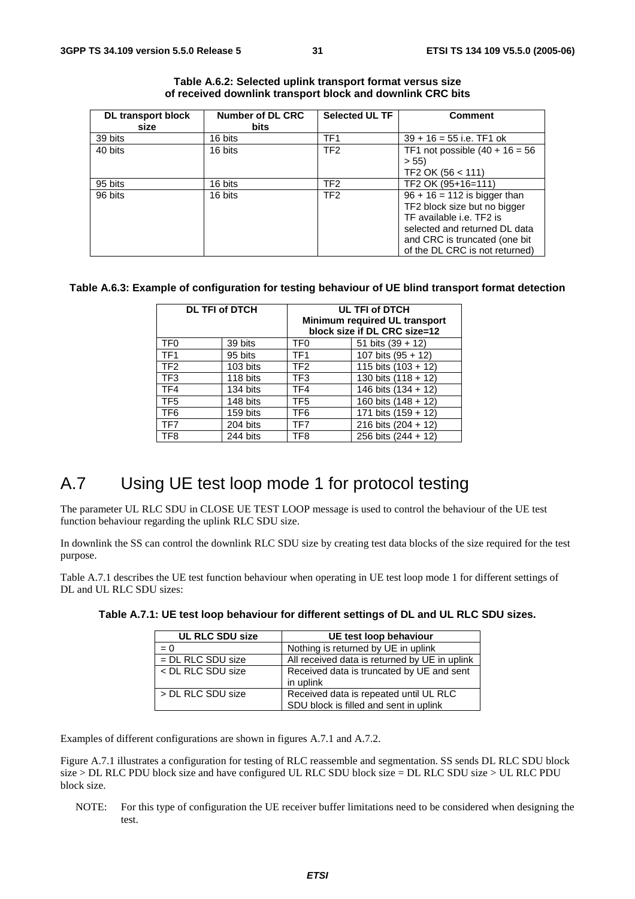**Table A.6.2: Selected uplink transport format versus size of received downlink transport block and downlink CRC bits**

| DL transport block size | Number of DL CRC bits | Selected UL TF | Comment |
|---|---|---|---|
| 39 bits | 16 bits | TF1 | 39 + 16 = 55 i.e. TF1 ok |
| 40 bits | 16 bits | TF2 | TF1 not possible (40 + 16 = 56 > 55)<br>TF2 OK (56 < 111) |
| 95 bits | 16 bits | TF2 | TF2 OK (95+16=111) |
| 96 bits | 16 bits | TF2 | 96 + 16 = 112 is bigger than TF2 block size but no bigger TF available i.e. TF2 is selected and returned DL data and CRC is truncated (one bit of the DL CRC is not returned) |

**Table A.6.3: Example of configuration for testing behaviour of UE blind transport format detection**

| DL TFI of DTCH | | UL TFI of DTCH Minimum required UL transport block size if DL CRC size=12 | |
|---|---|---|---|
| TF0 | 39 bits | TF0 | 51 bits (39 + 12) |
| TF1 | 95 bits | TF1 | 107 bits (95 + 12) |
| TF2 | 103 bits | TF2 | 115 bits (103 + 12) |
| TF3 | 118 bits | TF3 | 130 bits (118 + 12) |
| TF4 | 134 bits | TF4 | 146 bits (134 + 12) |
| TF5 | 148 bits | TF5 | 160 bits (148 + 12) |
| TF6 | 159 bits | TF6 | 171 bits (159 + 12) |
| TF7 | 204 bits | TF7 | 216 bits (204 + 12) |
| TF8 | 244 bits | TF8 | 256 bits (244 + 12) |

# A.7 Using UE test loop mode 1 for protocol testing

The parameter UL RLC SDU in CLOSE UE TEST LOOP message is used to control the behaviour of the UE test function behaviour regarding the uplink RLC SDU size.

In downlink the SS can control the downlink RLC SDU size by creating test data blocks of the size required for the test purpose.

Table A.7.1 describes the UE test function behaviour when operating in UE test loop mode 1 for different settings of DL and UL RLC SDU sizes:

**Table A.7.1: UE test loop behaviour for different settings of DL and UL RLC SDU sizes.**

| UL RLC SDU size | UE test loop behaviour |
|---|---|
| = 0 | Nothing is returned by UE in uplink |
| = DL RLC SDU size | All received data is returned by UE in uplink |
| < DL RLC SDU size | Received data is truncated by UE and sent in uplink |
| > DL RLC SDU size | Received data is repeated until UL RLC SDU block is filled and sent in uplink |

Examples of different configurations are shown in figures A.7.1 and A.7.2.

Figure A.7.1 illustrates a configuration for testing of RLC reassemble and segmentation. SS sends DL RLC SDU block size > DL RLC PDU block size and have configured UL RLC SDU block size = DL RLC SDU size > UL RLC PDU block size.

NOTE: For this type of configuration the UE receiver buffer limitations need to be considered when designing the test.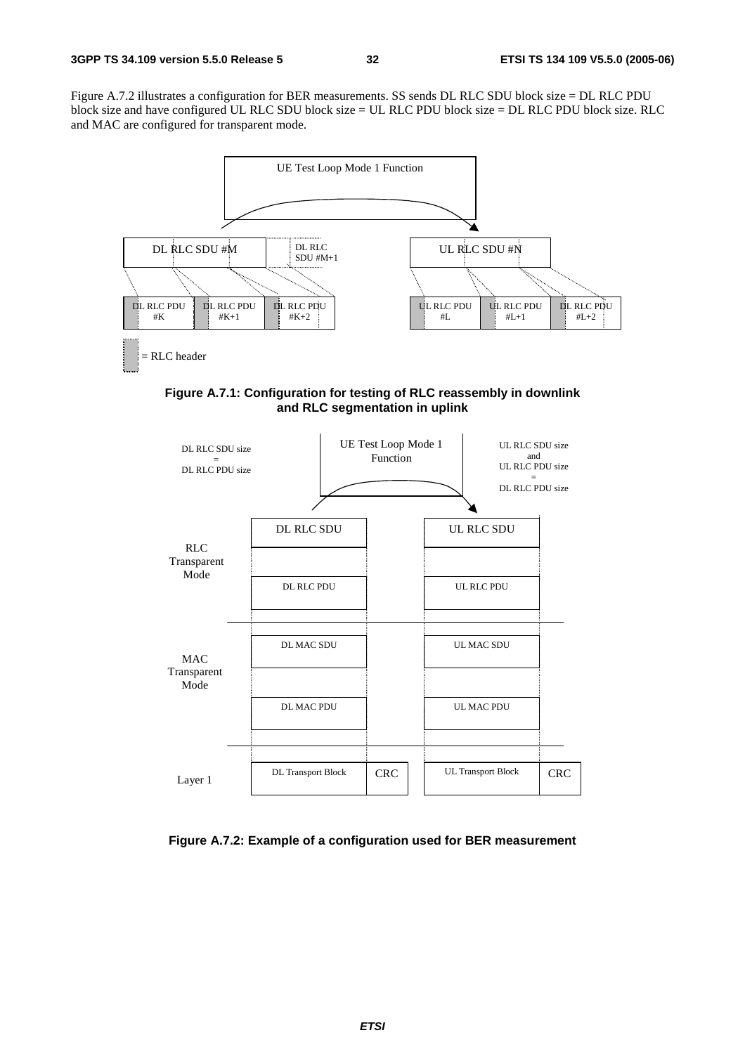Figure A.7.2 illustrates a configuration for BER measurements. SS sends DL RLC SDU block size = DL RLC PDU block size and have configured UL RLC SDU block size = UL RLC PDU block size = DL RLC PDU block size. RLC and MAC are configured for transparent mode.

**Figure A.7.1: Configuration for testing of RLC reassembly in downlink and RLC segmentation in uplink**

**Figure A.7.2: Example of a configuration used for BER measurement**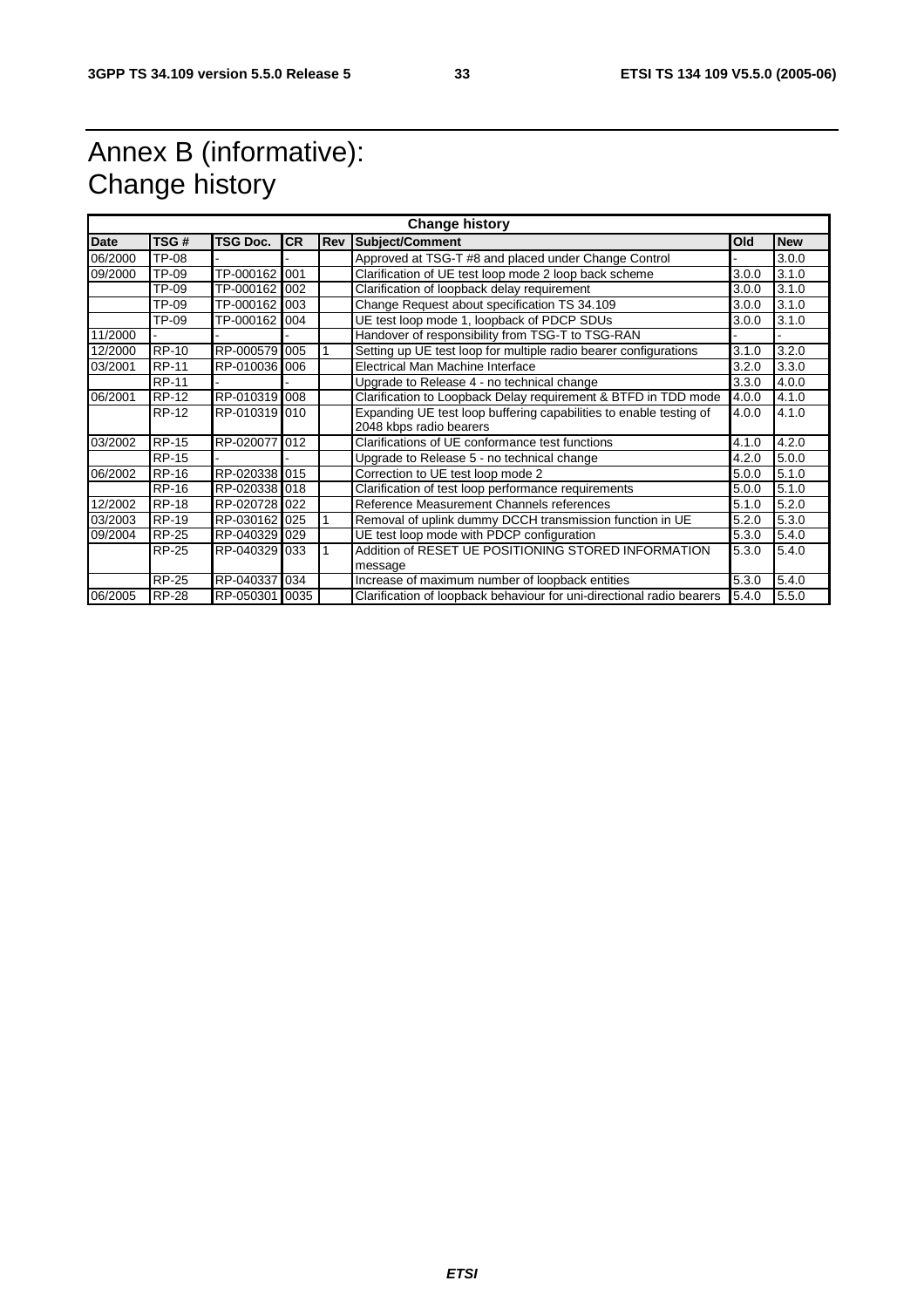# Annex B (informative): Change history

| Change history | | | | | | | |
|---|---|---|---|---|---|---|---|
| **Date** | **TSG #** | **TSG Doc.** | **CR** | **Rev** | **Subject/Comment** | **Old** | **New** |
| 06/2000 | TP-08 | - | - | | Approved at TSG-T #8 and placed under Change Control | - | 3.0.0 |
| 09/2000 | TP-09 | TP-000162 | 001 | | Clarification of UE test loop mode 2 loop back scheme | 3.0.0 | 3.1.0 |
| | TP-09 | TP-000162 | 002 | | Clarification of loopback delay requirement | 3.0.0 | 3.1.0 |
| | TP-09 | TP-000162 | 003 | | Change Request about specification TS 34.109 | 3.0.0 | 3.1.0 |
| | TP-09 | TP-000162 | 004 | | UE test loop mode 1, loopback of PDCP SDUs | 3.0.0 | 3.1.0 |
| 11/2000 | - | - | - | | Handover of responsibility from TSG-T to TSG-RAN | - | - |
| 12/2000 | RP-10 | RP-000579 | 005 | 1 | Setting up UE test loop for multiple radio bearer configurations | 3.1.0 | 3.2.0 |
| 03/2001 | RP-11 | RP-010036 | 006 | | Electrical Man Machine Interface | 3.2.0 | 3.3.0 |
| | RP-11 | - | - | | Upgrade to Release 4 - no technical change | 3.3.0 | 4.0.0 |
| 06/2001 | RP-12 | RP-010319 | 008 | | Clarification to Loopback Delay requirement & BTFD in TDD mode | 4.0.0 | 4.1.0 |
| | RP-12 | RP-010319 | 010 | | Expanding UE test loop buffering capabilities to enable testing of 2048 kbps radio bearers | 4.0.0 | 4.1.0 |
| 03/2002 | RP-15 | RP-020077 | 012 | | Clarifications of UE conformance test functions | 4.1.0 | 4.2.0 |
| | RP-15 | - | - | | Upgrade to Release 5 - no technical change | 4.2.0 | 5.0.0 |
| 06/2002 | RP-16 | RP-020338 | 015 | | Correction to UE test loop mode 2 | 5.0.0 | 5.1.0 |
| | RP-16 | RP-020338 | 018 | | Clarification of test loop performance requirements | 5.0.0 | 5.1.0 |
| 12/2002 | RP-18 | RP-020728 | 022 | | Reference Measurement Channels references | 5.1.0 | 5.2.0 |
| 03/2003 | RP-19 | RP-030162 | 025 | 1 | Removal of uplink dummy DCCH transmission function in UE | 5.2.0 | 5.3.0 |
| 09/2004 | RP-25 | RP-040329 | 029 | | UE test loop mode with PDCP configuration | 5.3.0 | 5.4.0 |
| | RP-25 | RP-040329 | 033 | 1 | Addition of RESET UE POSITIONING STORED INFORMATION message | 5.3.0 | 5.4.0 |
| | RP-25 | RP-040337 | 034 | | Increase of maximum number of loopback entities | 5.3.0 | 5.4.0 |
| 06/2005 | RP-28 | RP-050301 | 0035 | | Clarification of loopback behaviour for uni-directional radio bearers | 5.4.0 | 5.5.0 |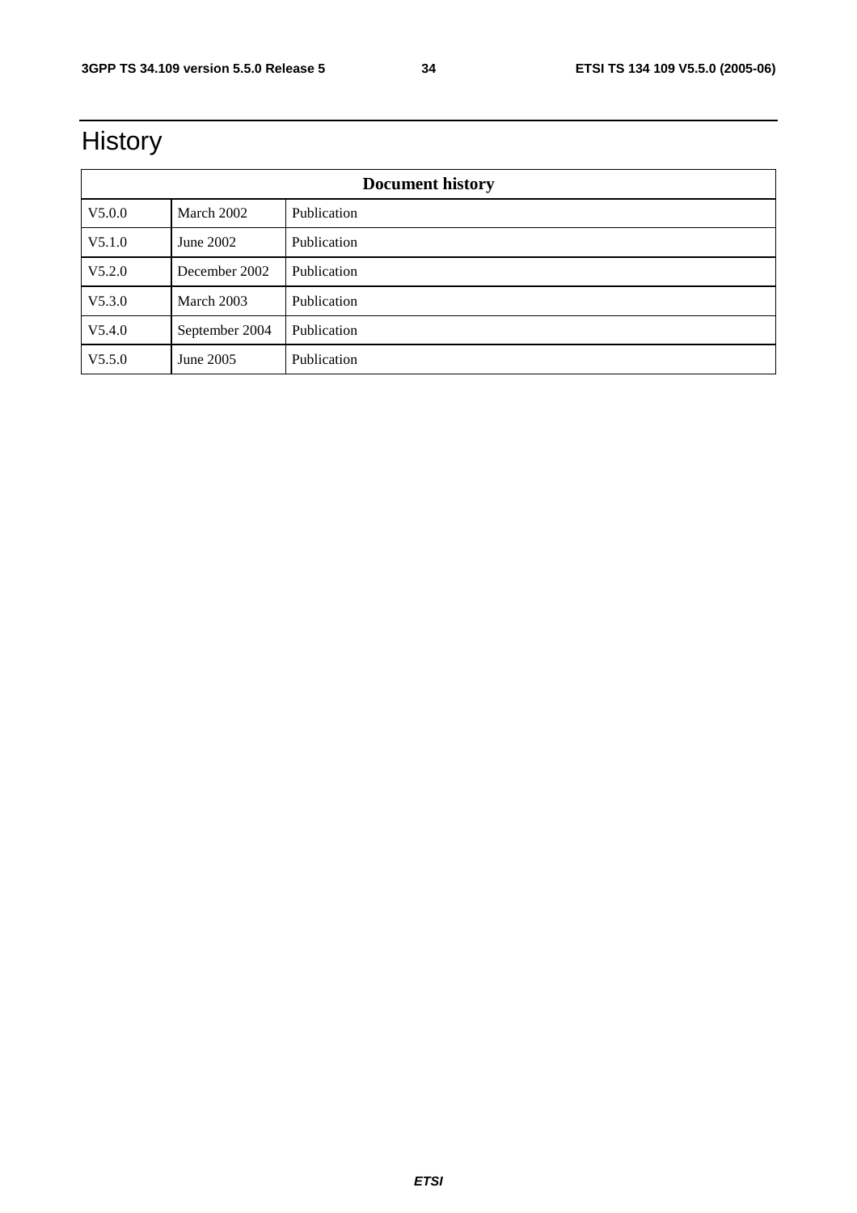# History

| Document history | | |
|---|---|---|
| V5.0.0 | March 2002 | Publication |
| V5.1.0 | June 2002 | Publication |
| V5.2.0 | December 2002 | Publication |
| V5.3.0 | March 2003 | Publication |
| V5.4.0 | September 2004 | Publication |
| V5.5.0 | June 2005 | Publication |